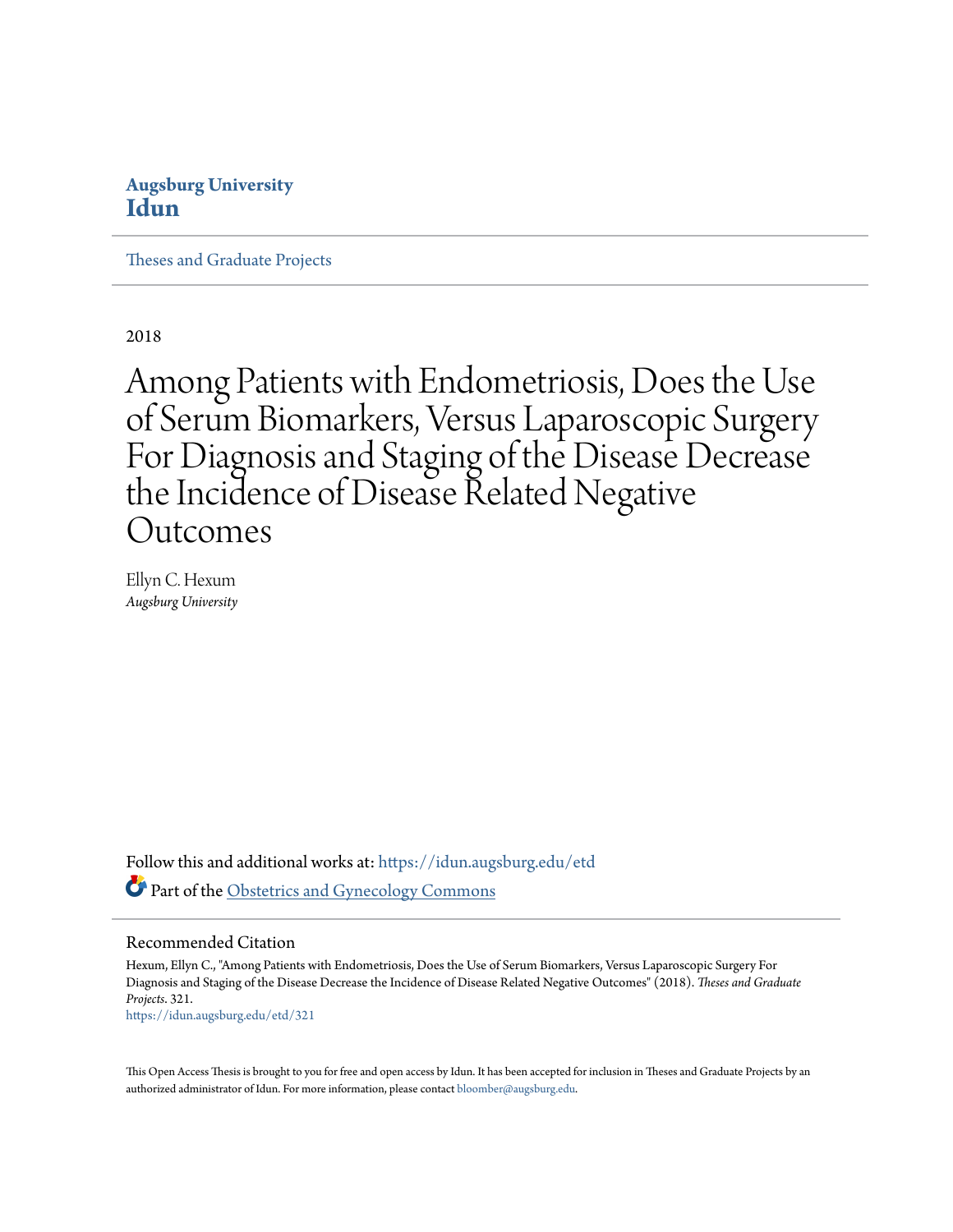**Augsburg University**
**Idun**

Theses and Graduate Projects

---

2018

# Among Patients with Endometriosis, Does the Use of Serum Biomarkers, Versus Laparoscopic Surgery For Diagnosis and Staging of the Disease Decrease the Incidence of Disease Related Negative Outcomes

Ellyn C. Hexum
*Augsburg University*

Follow this and additional works at: https://idun.augsburg.edu/etd

Part of the Obstetrics and Gynecology Commons

## Recommended Citation

Hexum, Ellyn C., "Among Patients with Endometriosis, Does the Use of Serum Biomarkers, Versus Laparoscopic Surgery For Diagnosis and Staging of the Disease Decrease the Incidence of Disease Related Negative Outcomes" (2018). *Theses and Graduate Projects*. 321.
https://idun.augsburg.edu/etd/321

This Open Access Thesis is brought to you for free and open access by Idun. It has been accepted for inclusion in Theses and Graduate Projects by an authorized administrator of Idun. For more information, please contact bloomber@augsburg.edu.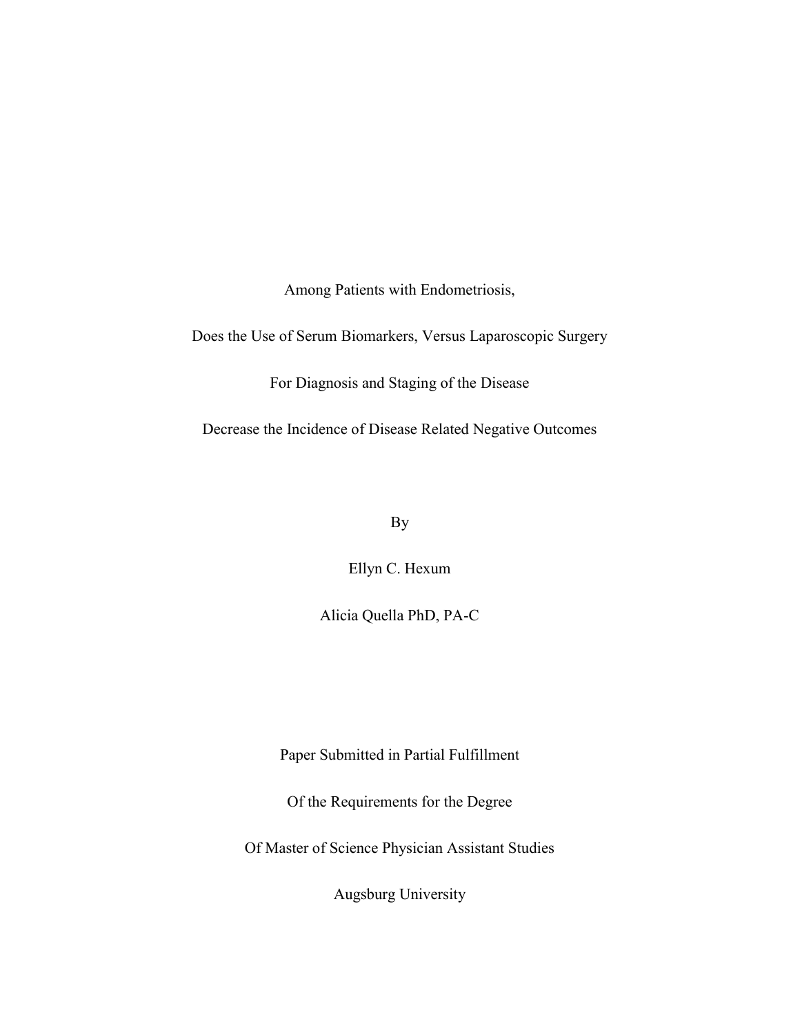Among Patients with Endometriosis,

Does the Use of Serum Biomarkers, Versus Laparoscopic Surgery

For Diagnosis and Staging of the Disease

Decrease the Incidence of Disease Related Negative Outcomes

By

Ellyn C. Hexum

Alicia Quella PhD, PA-C

Paper Submitted in Partial Fulfillment

Of the Requirements for the Degree

Of Master of Science Physician Assistant Studies

Augsburg University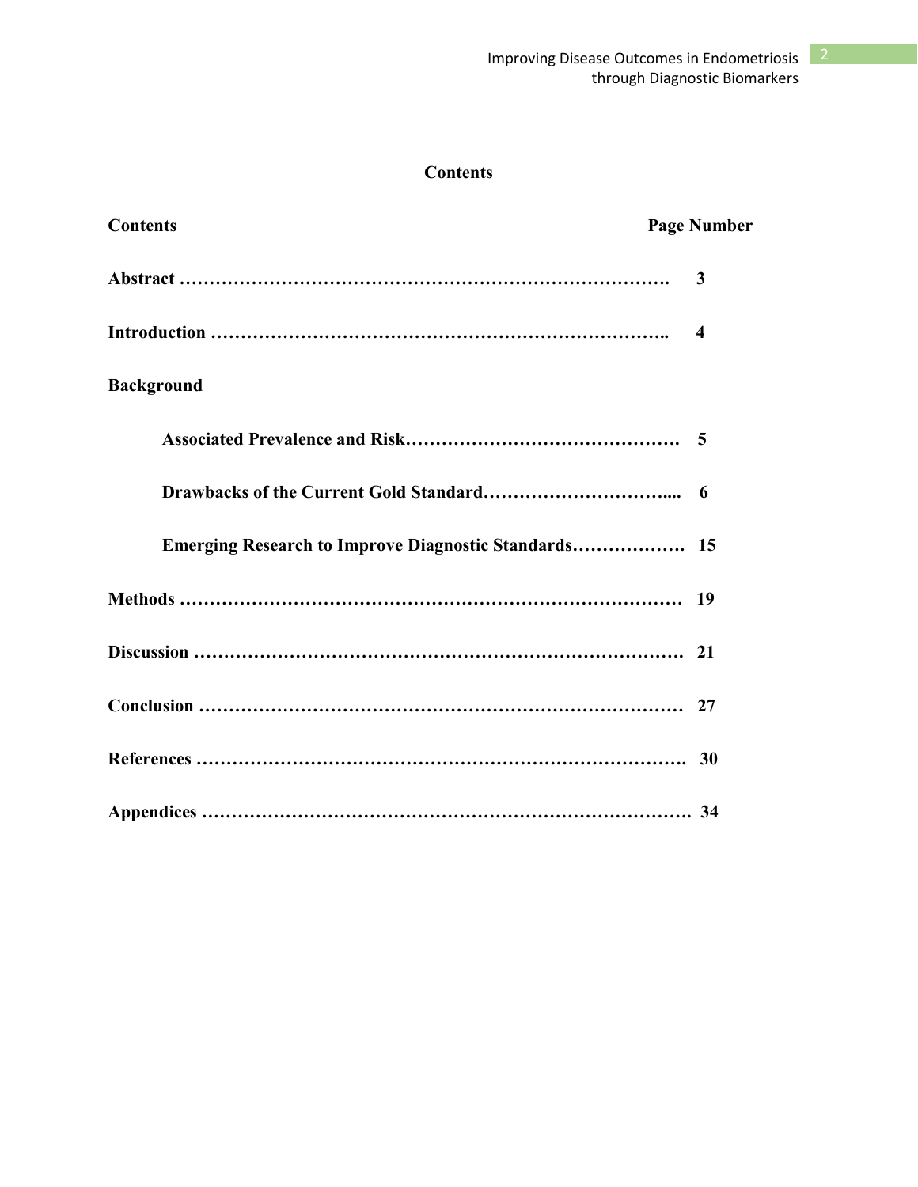# Contents

| Contents | Page Number |
|---|---|
| **Abstract** | **3** |
| **Introduction** | **4** |
| **Background** | |
| **Associated Prevalence and Risk** | **5** |
| **Drawbacks of the Current Gold Standard** | **6** |
| **Emerging Research to Improve Diagnostic Standards** | **15** |
| **Methods** | **19** |
| **Discussion** | **21** |
| **Conclusion** | **27** |
| **References** | **30** |
| **Appendices** | **34** |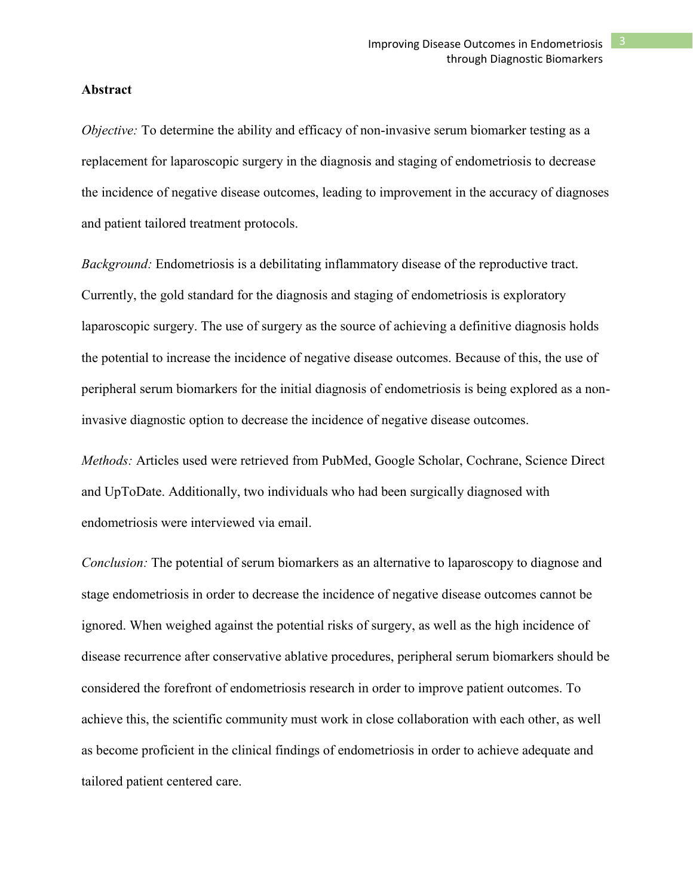**Abstract**

*Objective:* To determine the ability and efficacy of non-invasive serum biomarker testing as a replacement for laparoscopic surgery in the diagnosis and staging of endometriosis to decrease the incidence of negative disease outcomes, leading to improvement in the accuracy of diagnoses and patient tailored treatment protocols.

*Background:* Endometriosis is a debilitating inflammatory disease of the reproductive tract. Currently, the gold standard for the diagnosis and staging of endometriosis is exploratory laparoscopic surgery. The use of surgery as the source of achieving a definitive diagnosis holds the potential to increase the incidence of negative disease outcomes. Because of this, the use of peripheral serum biomarkers for the initial diagnosis of endometriosis is being explored as a non-invasive diagnostic option to decrease the incidence of negative disease outcomes.

*Methods:* Articles used were retrieved from PubMed, Google Scholar, Cochrane, Science Direct and UpToDate. Additionally, two individuals who had been surgically diagnosed with endometriosis were interviewed via email.

*Conclusion:* The potential of serum biomarkers as an alternative to laparoscopy to diagnose and stage endometriosis in order to decrease the incidence of negative disease outcomes cannot be ignored. When weighed against the potential risks of surgery, as well as the high incidence of disease recurrence after conservative ablative procedures, peripheral serum biomarkers should be considered the forefront of endometriosis research in order to improve patient outcomes. To achieve this, the scientific community must work in close collaboration with each other, as well as become proficient in the clinical findings of endometriosis in order to achieve adequate and tailored patient centered care.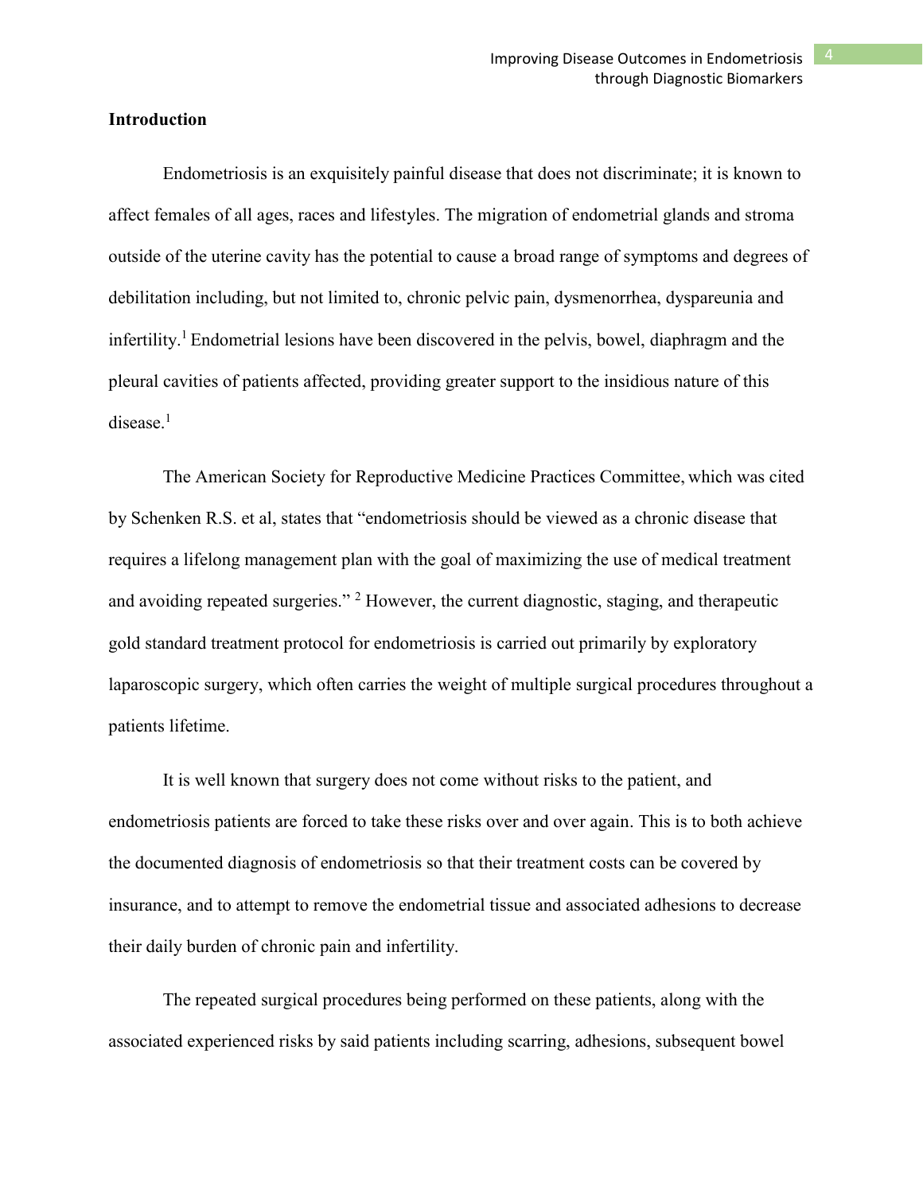## Introduction

Endometriosis is an exquisitely painful disease that does not discriminate; it is known to affect females of all ages, races and lifestyles. The migration of endometrial glands and stroma outside of the uterine cavity has the potential to cause a broad range of symptoms and degrees of debilitation including, but not limited to, chronic pelvic pain, dysmenorrhea, dyspareunia and infertility.[1] Endometrial lesions have been discovered in the pelvis, bowel, diaphragm and the pleural cavities of patients affected, providing greater support to the insidious nature of this disease.[1]

The American Society for Reproductive Medicine Practices Committee, which was cited by Schenken R.S. et al, states that "endometriosis should be viewed as a chronic disease that requires a lifelong management plan with the goal of maximizing the use of medical treatment and avoiding repeated surgeries." [2] However, the current diagnostic, staging, and therapeutic gold standard treatment protocol for endometriosis is carried out primarily by exploratory laparoscopic surgery, which often carries the weight of multiple surgical procedures throughout a patients lifetime.

It is well known that surgery does not come without risks to the patient, and endometriosis patients are forced to take these risks over and over again. This is to both achieve the documented diagnosis of endometriosis so that their treatment costs can be covered by insurance, and to attempt to remove the endometrial tissue and associated adhesions to decrease their daily burden of chronic pain and infertility.

The repeated surgical procedures being performed on these patients, along with the associated experienced risks by said patients including scarring, adhesions, subsequent bowel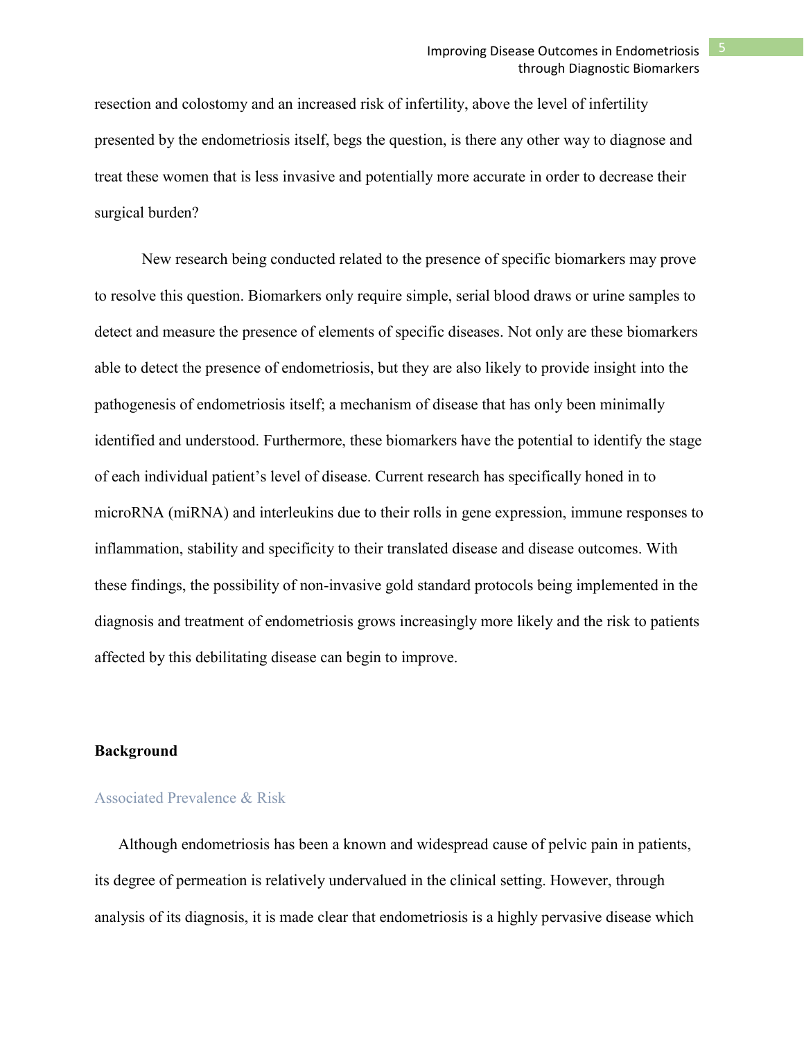resection and colostomy and an increased risk of infertility, above the level of infertility presented by the endometriosis itself, begs the question, is there any other way to diagnose and treat these women that is less invasive and potentially more accurate in order to decrease their surgical burden?

New research being conducted related to the presence of specific biomarkers may prove to resolve this question. Biomarkers only require simple, serial blood draws or urine samples to detect and measure the presence of elements of specific diseases. Not only are these biomarkers able to detect the presence of endometriosis, but they are also likely to provide insight into the pathogenesis of endometriosis itself; a mechanism of disease that has only been minimally identified and understood. Furthermore, these biomarkers have the potential to identify the stage of each individual patient's level of disease. Current research has specifically honed in to microRNA (miRNA) and interleukins due to their rolls in gene expression, immune responses to inflammation, stability and specificity to their translated disease and disease outcomes. With these findings, the possibility of non-invasive gold standard protocols being implemented in the diagnosis and treatment of endometriosis grows increasingly more likely and the risk to patients affected by this debilitating disease can begin to improve.

## Background

### Associated Prevalence & Risk

Although endometriosis has been a known and widespread cause of pelvic pain in patients, its degree of permeation is relatively undervalued in the clinical setting. However, through analysis of its diagnosis, it is made clear that endometriosis is a highly pervasive disease which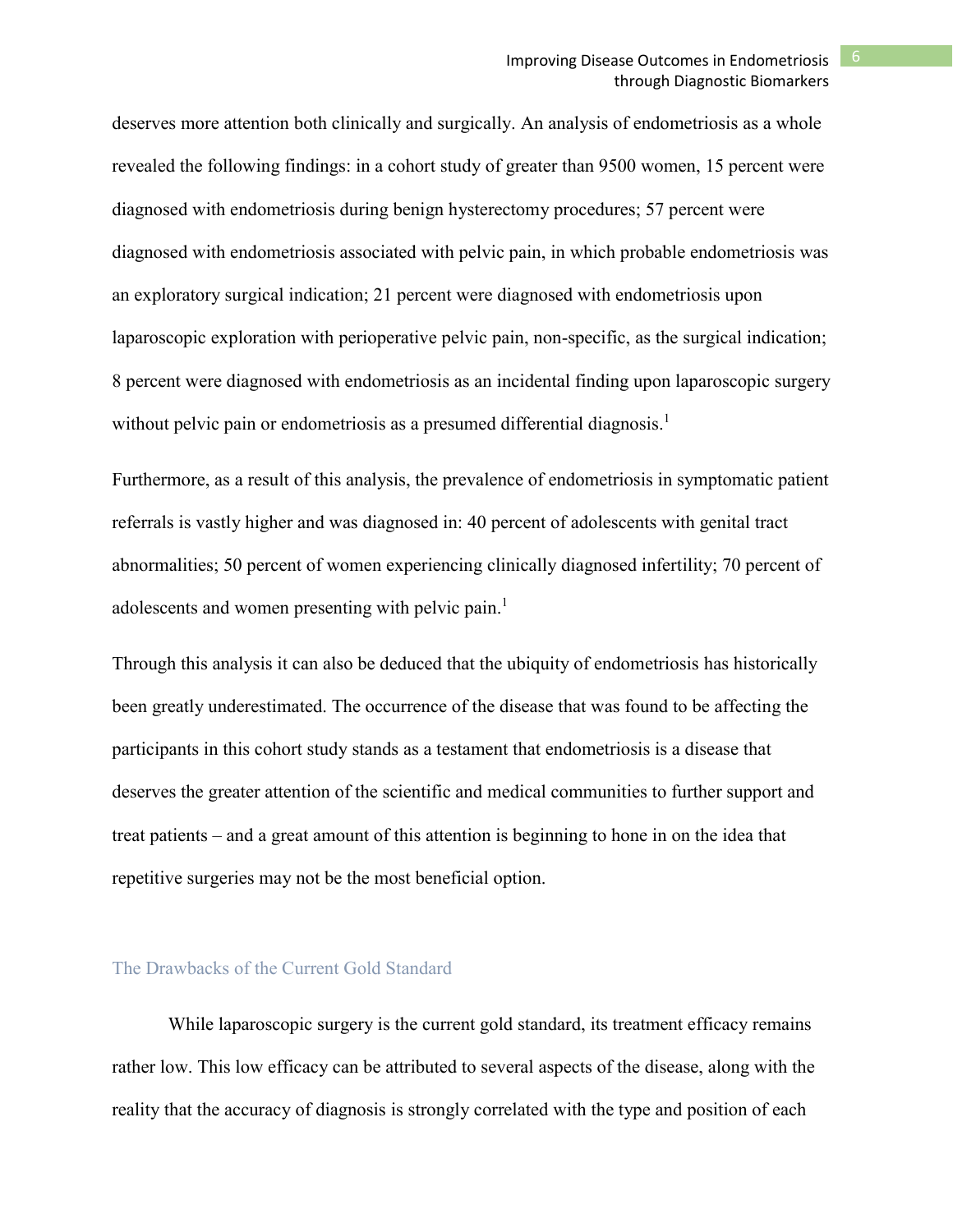deserves more attention both clinically and surgically. An analysis of endometriosis as a whole revealed the following findings: in a cohort study of greater than 9500 women, 15 percent were diagnosed with endometriosis during benign hysterectomy procedures; 57 percent were diagnosed with endometriosis associated with pelvic pain, in which probable endometriosis was an exploratory surgical indication; 21 percent were diagnosed with endometriosis upon laparoscopic exploration with perioperative pelvic pain, non-specific, as the surgical indication; 8 percent were diagnosed with endometriosis as an incidental finding upon laparoscopic surgery without pelvic pain or endometriosis as a presumed differential diagnosis.[1]

Furthermore, as a result of this analysis, the prevalence of endometriosis in symptomatic patient referrals is vastly higher and was diagnosed in: 40 percent of adolescents with genital tract abnormalities; 50 percent of women experiencing clinically diagnosed infertility; 70 percent of adolescents and women presenting with pelvic pain.[1]

Through this analysis it can also be deduced that the ubiquity of endometriosis has historically been greatly underestimated. The occurrence of the disease that was found to be affecting the participants in this cohort study stands as a testament that endometriosis is a disease that deserves the greater attention of the scientific and medical communities to further support and treat patients – and a great amount of this attention is beginning to hone in on the idea that repetitive surgeries may not be the most beneficial option.

## The Drawbacks of the Current Gold Standard

While laparoscopic surgery is the current gold standard, its treatment efficacy remains rather low. This low efficacy can be attributed to several aspects of the disease, along with the reality that the accuracy of diagnosis is strongly correlated with the type and position of each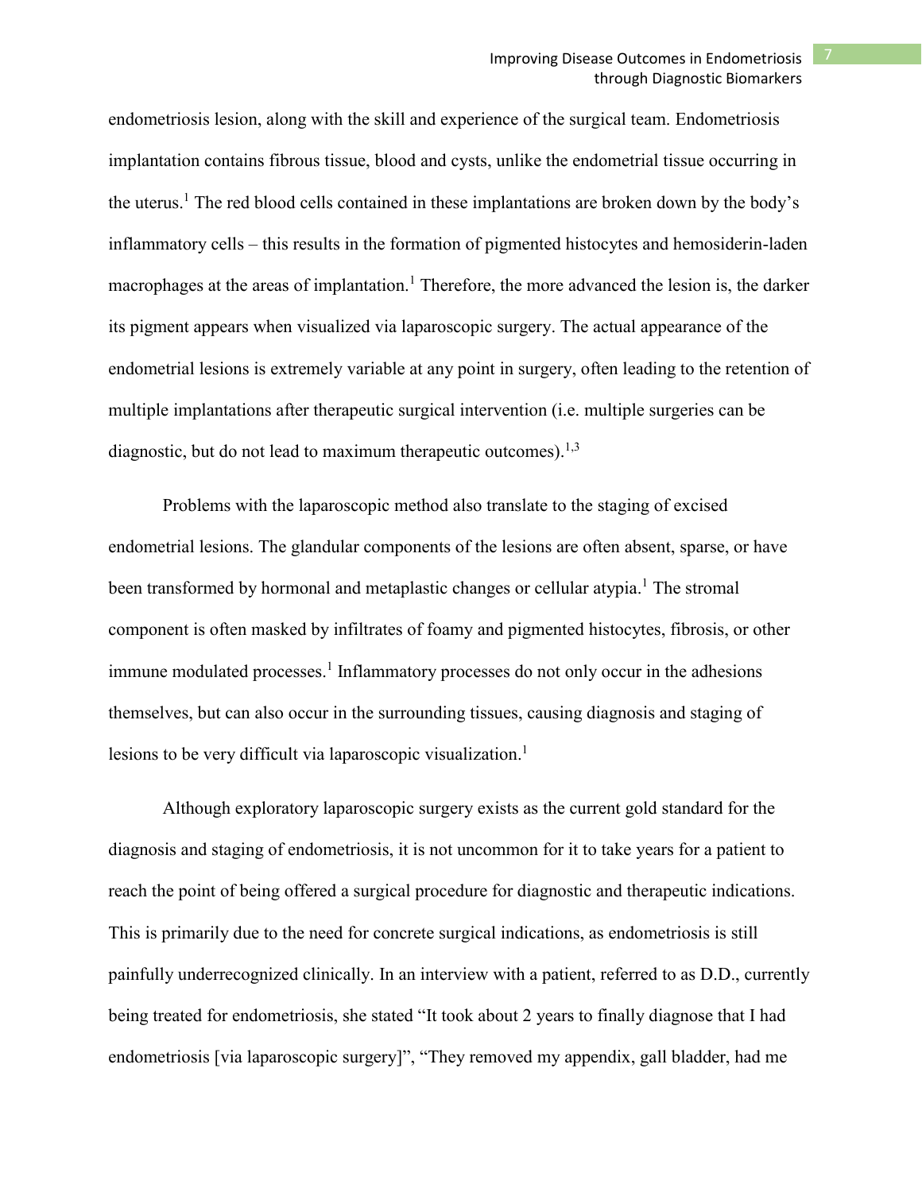endometriosis lesion, along with the skill and experience of the surgical team. Endometriosis implantation contains fibrous tissue, blood and cysts, unlike the endometrial tissue occurring in the uterus.[1] The red blood cells contained in these implantations are broken down by the body's inflammatory cells – this results in the formation of pigmented histocytes and hemosiderin-laden macrophages at the areas of implantation.[1] Therefore, the more advanced the lesion is, the darker its pigment appears when visualized via laparoscopic surgery. The actual appearance of the endometrial lesions is extremely variable at any point in surgery, often leading to the retention of multiple implantations after therapeutic surgical intervention (i.e. multiple surgeries can be diagnostic, but do not lead to maximum therapeutic outcomes).[1,3]

Problems with the laparoscopic method also translate to the staging of excised endometrial lesions. The glandular components of the lesions are often absent, sparse, or have been transformed by hormonal and metaplastic changes or cellular atypia.[1] The stromal component is often masked by infiltrates of foamy and pigmented histocytes, fibrosis, or other immune modulated processes.[1] Inflammatory processes do not only occur in the adhesions themselves, but can also occur in the surrounding tissues, causing diagnosis and staging of lesions to be very difficult via laparoscopic visualization.[1]

Although exploratory laparoscopic surgery exists as the current gold standard for the diagnosis and staging of endometriosis, it is not uncommon for it to take years for a patient to reach the point of being offered a surgical procedure for diagnostic and therapeutic indications. This is primarily due to the need for concrete surgical indications, as endometriosis is still painfully underrecognized clinically. In an interview with a patient, referred to as D.D., currently being treated for endometriosis, she stated "It took about 2 years to finally diagnose that I had endometriosis [via laparoscopic surgery]", "They removed my appendix, gall bladder, had me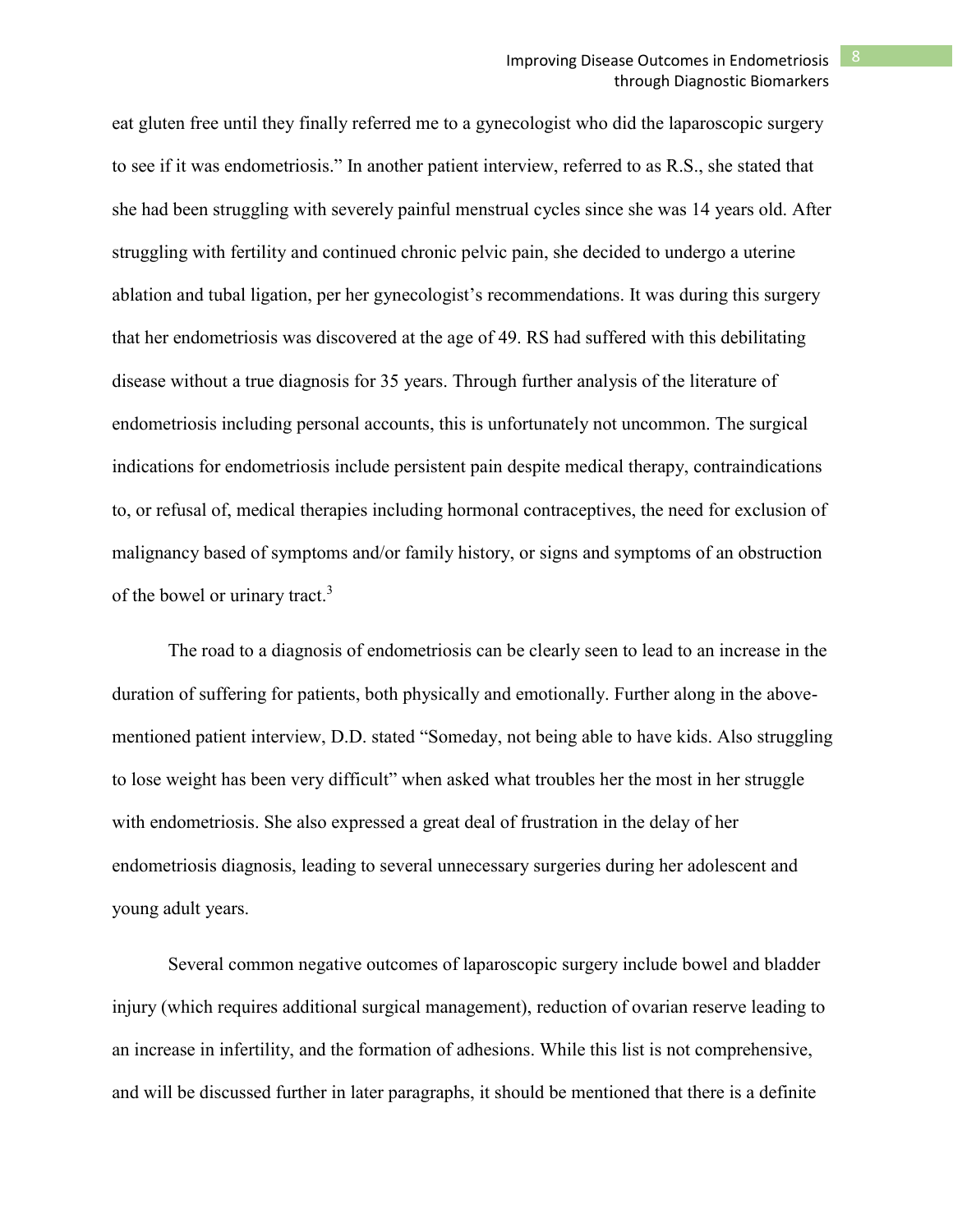eat gluten free until they finally referred me to a gynecologist who did the laparoscopic surgery to see if it was endometriosis." In another patient interview, referred to as R.S., she stated that she had been struggling with severely painful menstrual cycles since she was 14 years old. After struggling with fertility and continued chronic pelvic pain, she decided to undergo a uterine ablation and tubal ligation, per her gynecologist's recommendations. It was during this surgery that her endometriosis was discovered at the age of 49. RS had suffered with this debilitating disease without a true diagnosis for 35 years. Through further analysis of the literature of endometriosis including personal accounts, this is unfortunately not uncommon. The surgical indications for endometriosis include persistent pain despite medical therapy, contraindications to, or refusal of, medical therapies including hormonal contraceptives, the need for exclusion of malignancy based of symptoms and/or family history, or signs and symptoms of an obstruction of the bowel or urinary tract.[3]

The road to a diagnosis of endometriosis can be clearly seen to lead to an increase in the duration of suffering for patients, both physically and emotionally. Further along in the above-mentioned patient interview, D.D. stated "Someday, not being able to have kids. Also struggling to lose weight has been very difficult" when asked what troubles her the most in her struggle with endometriosis. She also expressed a great deal of frustration in the delay of her endometriosis diagnosis, leading to several unnecessary surgeries during her adolescent and young adult years.

Several common negative outcomes of laparoscopic surgery include bowel and bladder injury (which requires additional surgical management), reduction of ovarian reserve leading to an increase in infertility, and the formation of adhesions. While this list is not comprehensive, and will be discussed further in later paragraphs, it should be mentioned that there is a definite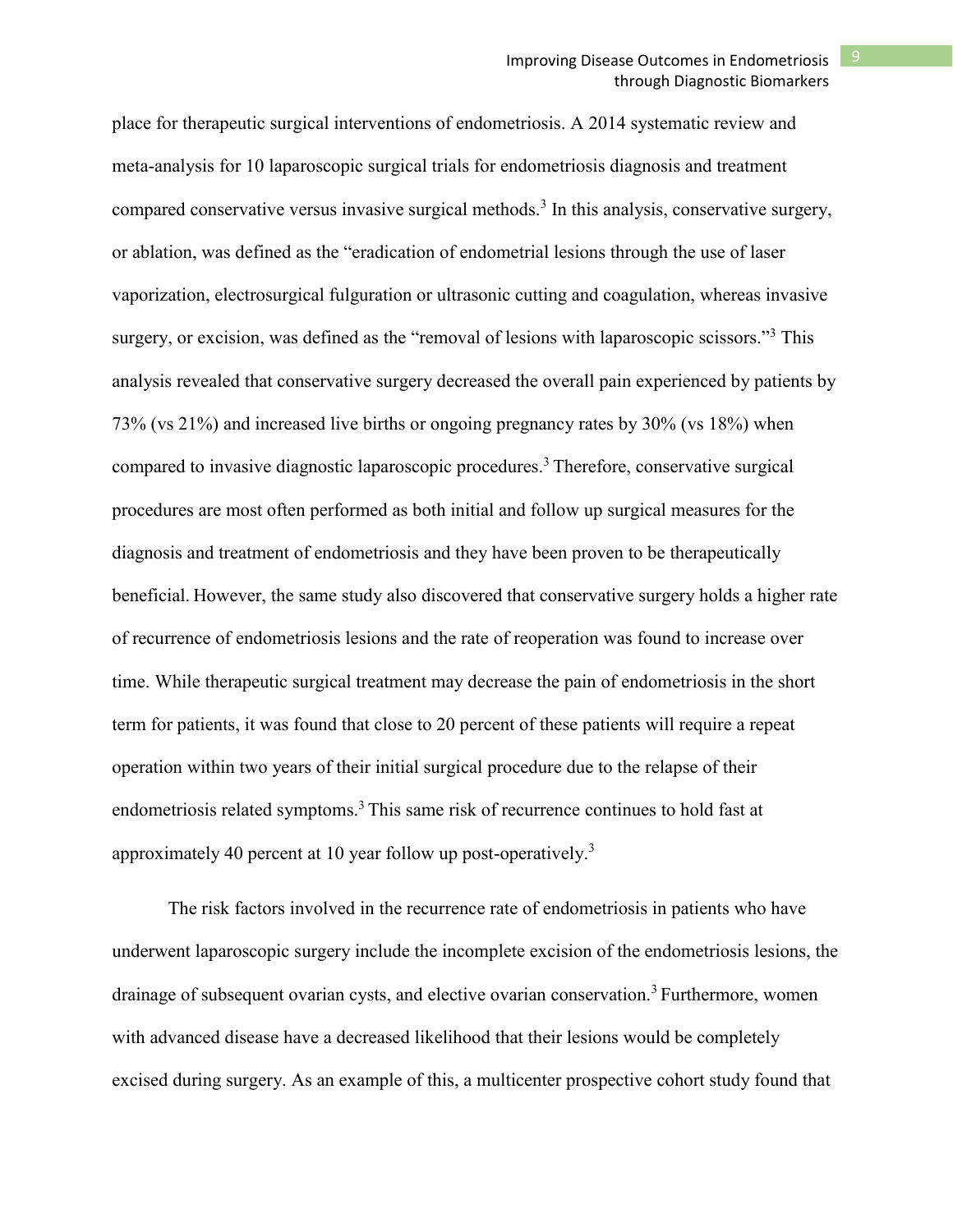place for therapeutic surgical interventions of endometriosis. A 2014 systematic review and meta-analysis for 10 laparoscopic surgical trials for endometriosis diagnosis and treatment compared conservative versus invasive surgical methods.[3] In this analysis, conservative surgery, or ablation, was defined as the "eradication of endometrial lesions through the use of laser vaporization, electrosurgical fulguration or ultrasonic cutting and coagulation, whereas invasive surgery, or excision, was defined as the "removal of lesions with laparoscopic scissors."[3] This analysis revealed that conservative surgery decreased the overall pain experienced by patients by 73% (vs 21%) and increased live births or ongoing pregnancy rates by 30% (vs 18%) when compared to invasive diagnostic laparoscopic procedures.[3] Therefore, conservative surgical procedures are most often performed as both initial and follow up surgical measures for the diagnosis and treatment of endometriosis and they have been proven to be therapeutically beneficial. However, the same study also discovered that conservative surgery holds a higher rate of recurrence of endometriosis lesions and the rate of reoperation was found to increase over time. While therapeutic surgical treatment may decrease the pain of endometriosis in the short term for patients, it was found that close to 20 percent of these patients will require a repeat operation within two years of their initial surgical procedure due to the relapse of their endometriosis related symptoms.[3] This same risk of recurrence continues to hold fast at approximately 40 percent at 10 year follow up post-operatively.[3]

The risk factors involved in the recurrence rate of endometriosis in patients who have underwent laparoscopic surgery include the incomplete excision of the endometriosis lesions, the drainage of subsequent ovarian cysts, and elective ovarian conservation.[3] Furthermore, women with advanced disease have a decreased likelihood that their lesions would be completely excised during surgery. As an example of this, a multicenter prospective cohort study found that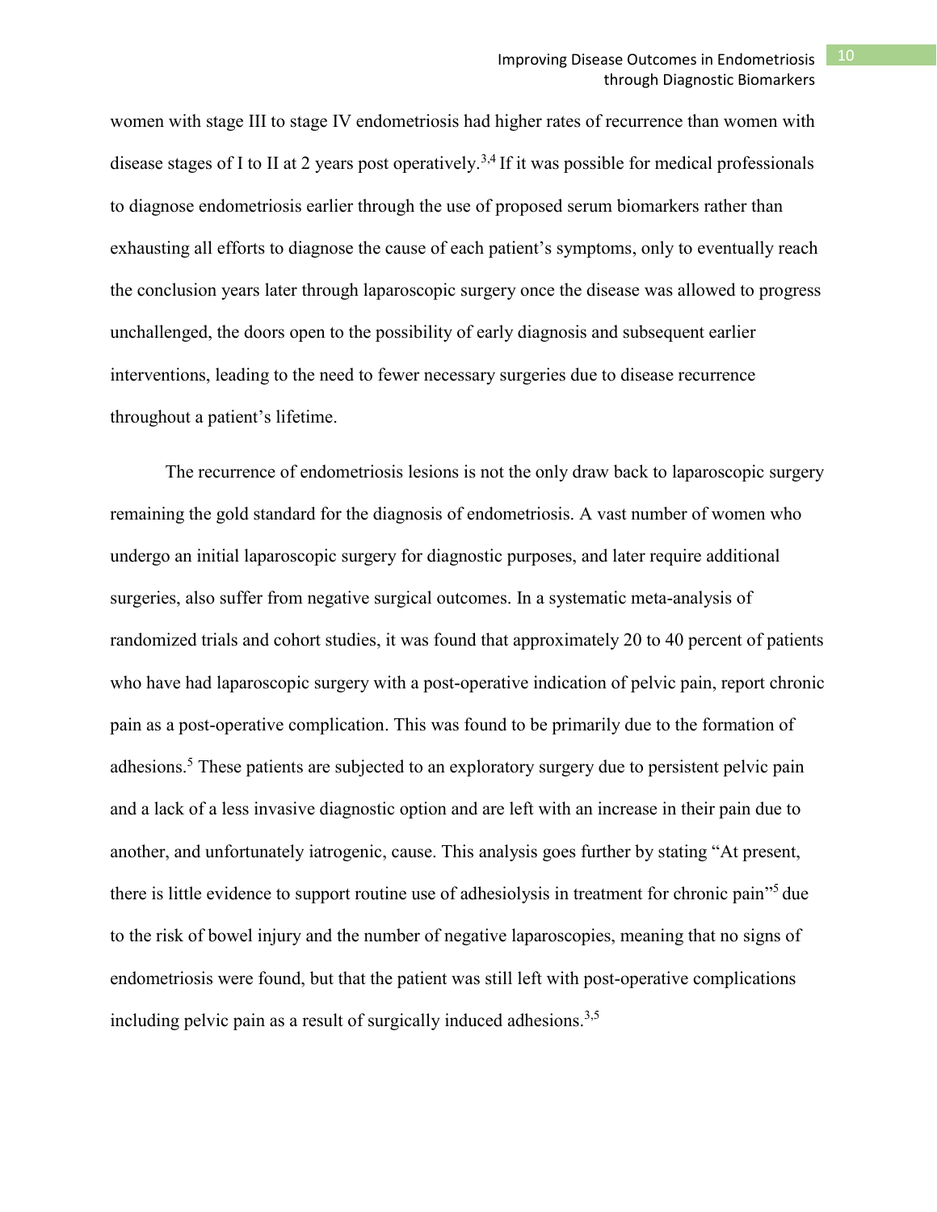women with stage III to stage IV endometriosis had higher rates of recurrence than women with disease stages of I to II at 2 years post operatively.[3,4] If it was possible for medical professionals to diagnose endometriosis earlier through the use of proposed serum biomarkers rather than exhausting all efforts to diagnose the cause of each patient's symptoms, only to eventually reach the conclusion years later through laparoscopic surgery once the disease was allowed to progress unchallenged, the doors open to the possibility of early diagnosis and subsequent earlier interventions, leading to the need to fewer necessary surgeries due to disease recurrence throughout a patient's lifetime.

The recurrence of endometriosis lesions is not the only draw back to laparoscopic surgery remaining the gold standard for the diagnosis of endometriosis. A vast number of women who undergo an initial laparoscopic surgery for diagnostic purposes, and later require additional surgeries, also suffer from negative surgical outcomes. In a systematic meta-analysis of randomized trials and cohort studies, it was found that approximately 20 to 40 percent of patients who have had laparoscopic surgery with a post-operative indication of pelvic pain, report chronic pain as a post-operative complication. This was found to be primarily due to the formation of adhesions.[5] These patients are subjected to an exploratory surgery due to persistent pelvic pain and a lack of a less invasive diagnostic option and are left with an increase in their pain due to another, and unfortunately iatrogenic, cause. This analysis goes further by stating "At present, there is little evidence to support routine use of adhesiolysis in treatment for chronic pain"[5] due to the risk of bowel injury and the number of negative laparoscopies, meaning that no signs of endometriosis were found, but that the patient was still left with post-operative complications including pelvic pain as a result of surgically induced adhesions.[3,5]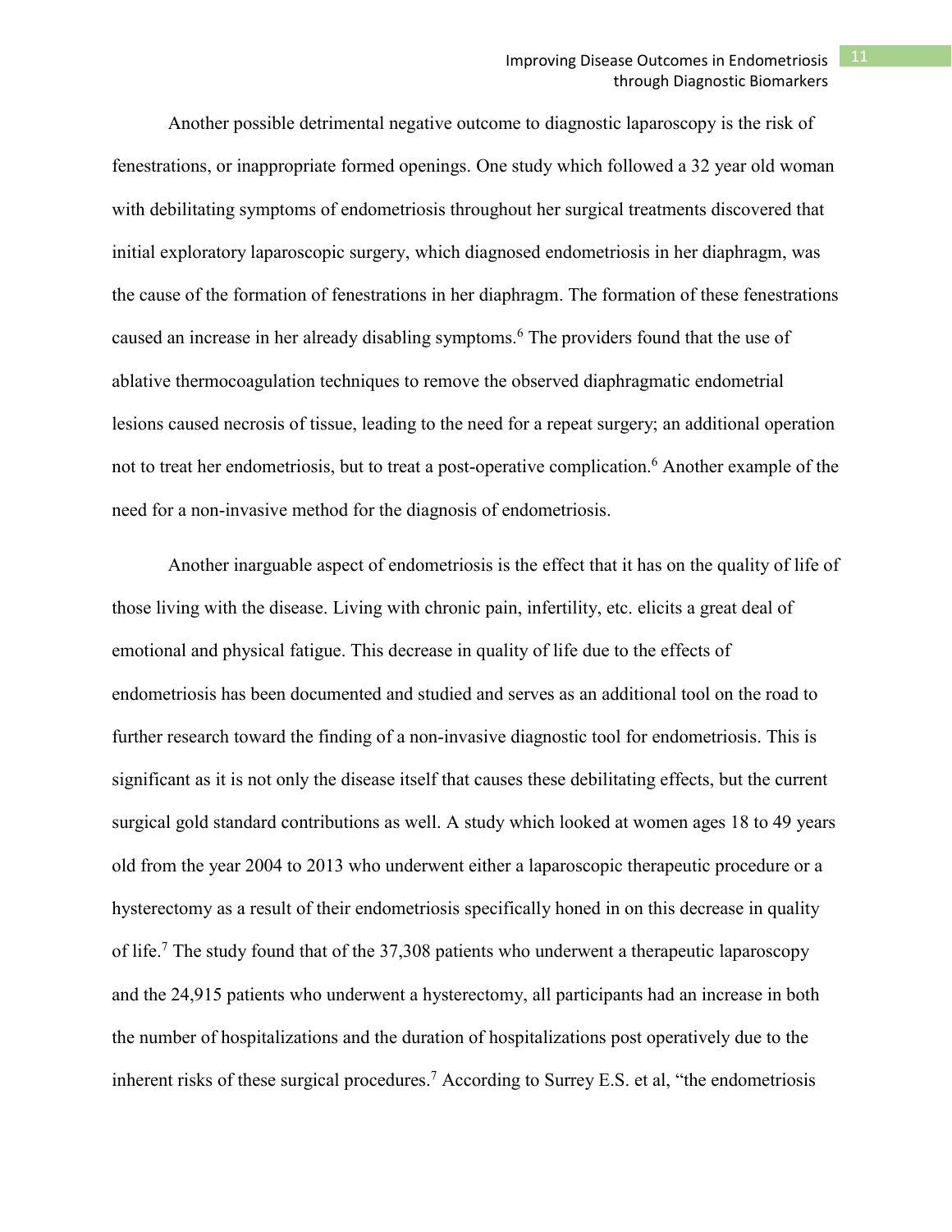Another possible detrimental negative outcome to diagnostic laparoscopy is the risk of fenestrations, or inappropriate formed openings. One study which followed a 32 year old woman with debilitating symptoms of endometriosis throughout her surgical treatments discovered that initial exploratory laparoscopic surgery, which diagnosed endometriosis in her diaphragm, was the cause of the formation of fenestrations in her diaphragm. The formation of these fenestrations caused an increase in her already disabling symptoms.[6] The providers found that the use of ablative thermocoagulation techniques to remove the observed diaphragmatic endometrial lesions caused necrosis of tissue, leading to the need for a repeat surgery; an additional operation not to treat her endometriosis, but to treat a post-operative complication.[6] Another example of the need for a non-invasive method for the diagnosis of endometriosis.

Another inarguable aspect of endometriosis is the effect that it has on the quality of life of those living with the disease. Living with chronic pain, infertility, etc. elicits a great deal of emotional and physical fatigue. This decrease in quality of life due to the effects of endometriosis has been documented and studied and serves as an additional tool on the road to further research toward the finding of a non-invasive diagnostic tool for endometriosis. This is significant as it is not only the disease itself that causes these debilitating effects, but the current surgical gold standard contributions as well. A study which looked at women ages 18 to 49 years old from the year 2004 to 2013 who underwent either a laparoscopic therapeutic procedure or a hysterectomy as a result of their endometriosis specifically honed in on this decrease in quality of life.[7] The study found that of the 37,308 patients who underwent a therapeutic laparoscopy and the 24,915 patients who underwent a hysterectomy, all participants had an increase in both the number of hospitalizations and the duration of hospitalizations post operatively due to the inherent risks of these surgical procedures.[7] According to Surrey E.S. et al, "the endometriosis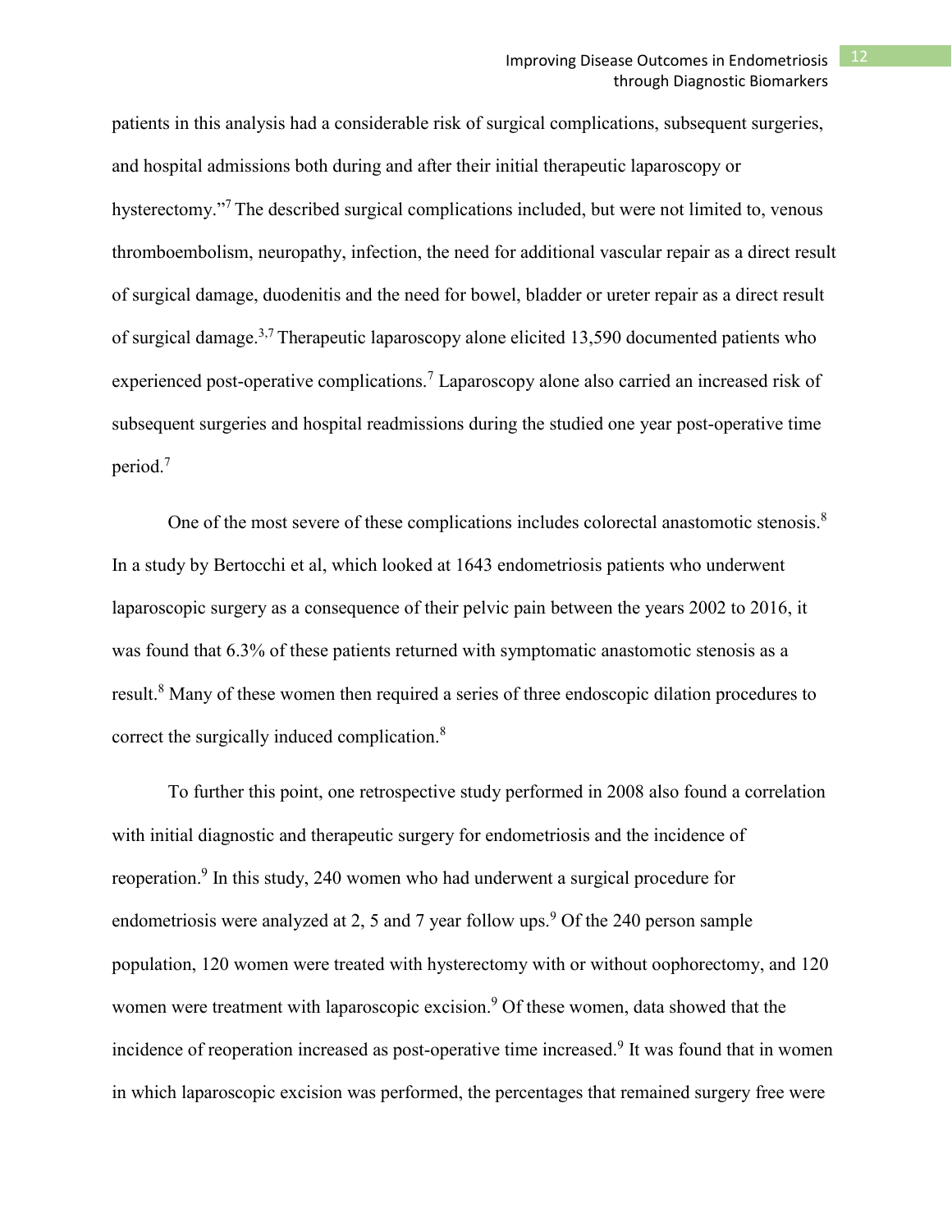patients in this analysis had a considerable risk of surgical complications, subsequent surgeries, and hospital admissions both during and after their initial therapeutic laparoscopy or hysterectomy."[7] The described surgical complications included, but were not limited to, venous thromboembolism, neuropathy, infection, the need for additional vascular repair as a direct result of surgical damage, duodenitis and the need for bowel, bladder or ureter repair as a direct result of surgical damage.[3,7] Therapeutic laparoscopy alone elicited 13,590 documented patients who experienced post-operative complications.[7] Laparoscopy alone also carried an increased risk of subsequent surgeries and hospital readmissions during the studied one year post-operative time period.[7]

One of the most severe of these complications includes colorectal anastomotic stenosis.[8] In a study by Bertocchi et al, which looked at 1643 endometriosis patients who underwent laparoscopic surgery as a consequence of their pelvic pain between the years 2002 to 2016, it was found that 6.3% of these patients returned with symptomatic anastomotic stenosis as a result.[8] Many of these women then required a series of three endoscopic dilation procedures to correct the surgically induced complication.[8]

To further this point, one retrospective study performed in 2008 also found a correlation with initial diagnostic and therapeutic surgery for endometriosis and the incidence of reoperation.[9] In this study, 240 women who had underwent a surgical procedure for endometriosis were analyzed at 2, 5 and 7 year follow ups.[9] Of the 240 person sample population, 120 women were treated with hysterectomy with or without oophorectomy, and 120 women were treatment with laparoscopic excision.[9] Of these women, data showed that the incidence of reoperation increased as post-operative time increased.[9] It was found that in women in which laparoscopic excision was performed, the percentages that remained surgery free were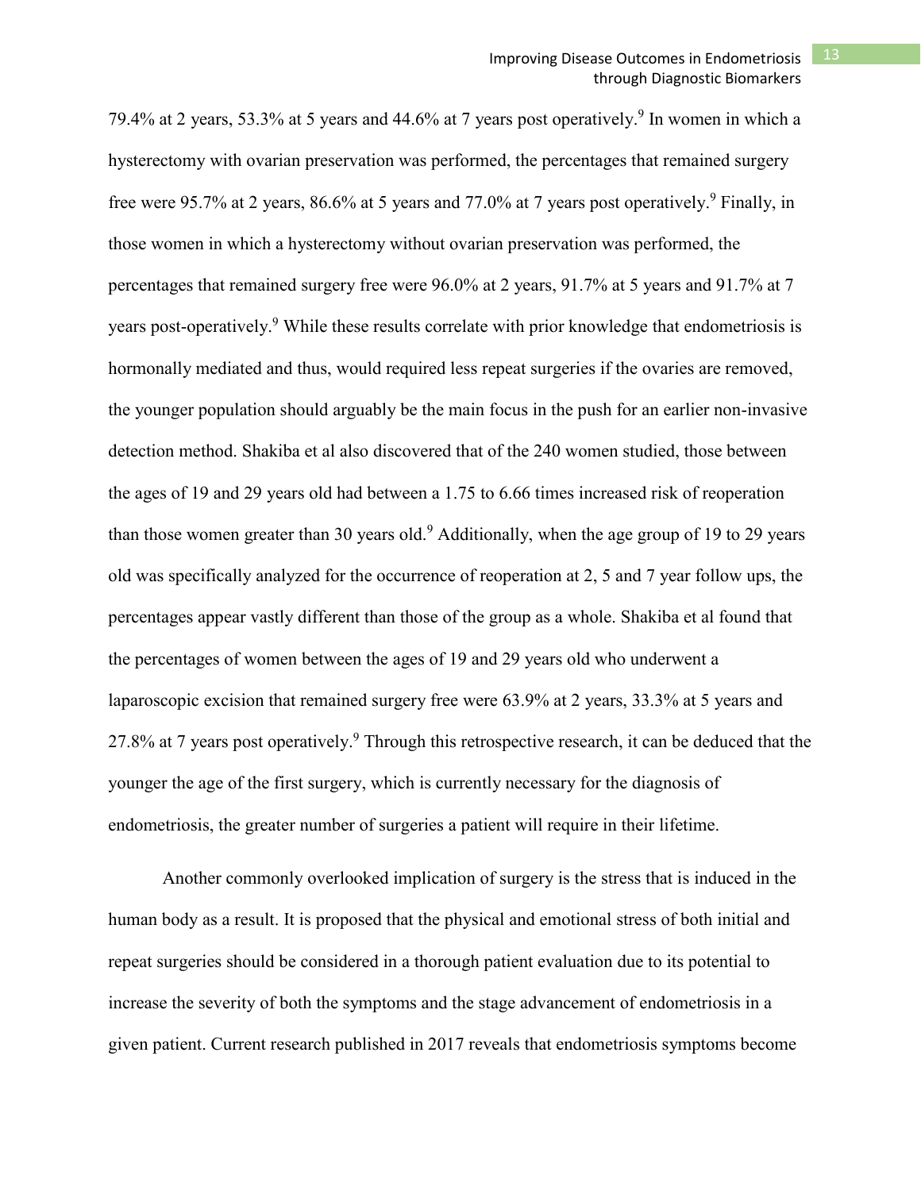79.4% at 2 years, 53.3% at 5 years and 44.6% at 7 years post operatively.[9] In women in which a hysterectomy with ovarian preservation was performed, the percentages that remained surgery free were 95.7% at 2 years, 86.6% at 5 years and 77.0% at 7 years post operatively.[9] Finally, in those women in which a hysterectomy without ovarian preservation was performed, the percentages that remained surgery free were 96.0% at 2 years, 91.7% at 5 years and 91.7% at 7 years post-operatively.[9] While these results correlate with prior knowledge that endometriosis is hormonally mediated and thus, would required less repeat surgeries if the ovaries are removed, the younger population should arguably be the main focus in the push for an earlier non-invasive detection method. Shakiba et al also discovered that of the 240 women studied, those between the ages of 19 and 29 years old had between a 1.75 to 6.66 times increased risk of reoperation than those women greater than 30 years old.[9] Additionally, when the age group of 19 to 29 years old was specifically analyzed for the occurrence of reoperation at 2, 5 and 7 year follow ups, the percentages appear vastly different than those of the group as a whole. Shakiba et al found that the percentages of women between the ages of 19 and 29 years old who underwent a laparoscopic excision that remained surgery free were 63.9% at 2 years, 33.3% at 5 years and 27.8% at 7 years post operatively.[9] Through this retrospective research, it can be deduced that the younger the age of the first surgery, which is currently necessary for the diagnosis of endometriosis, the greater number of surgeries a patient will require in their lifetime.

Another commonly overlooked implication of surgery is the stress that is induced in the human body as a result. It is proposed that the physical and emotional stress of both initial and repeat surgeries should be considered in a thorough patient evaluation due to its potential to increase the severity of both the symptoms and the stage advancement of endometriosis in a given patient. Current research published in 2017 reveals that endometriosis symptoms become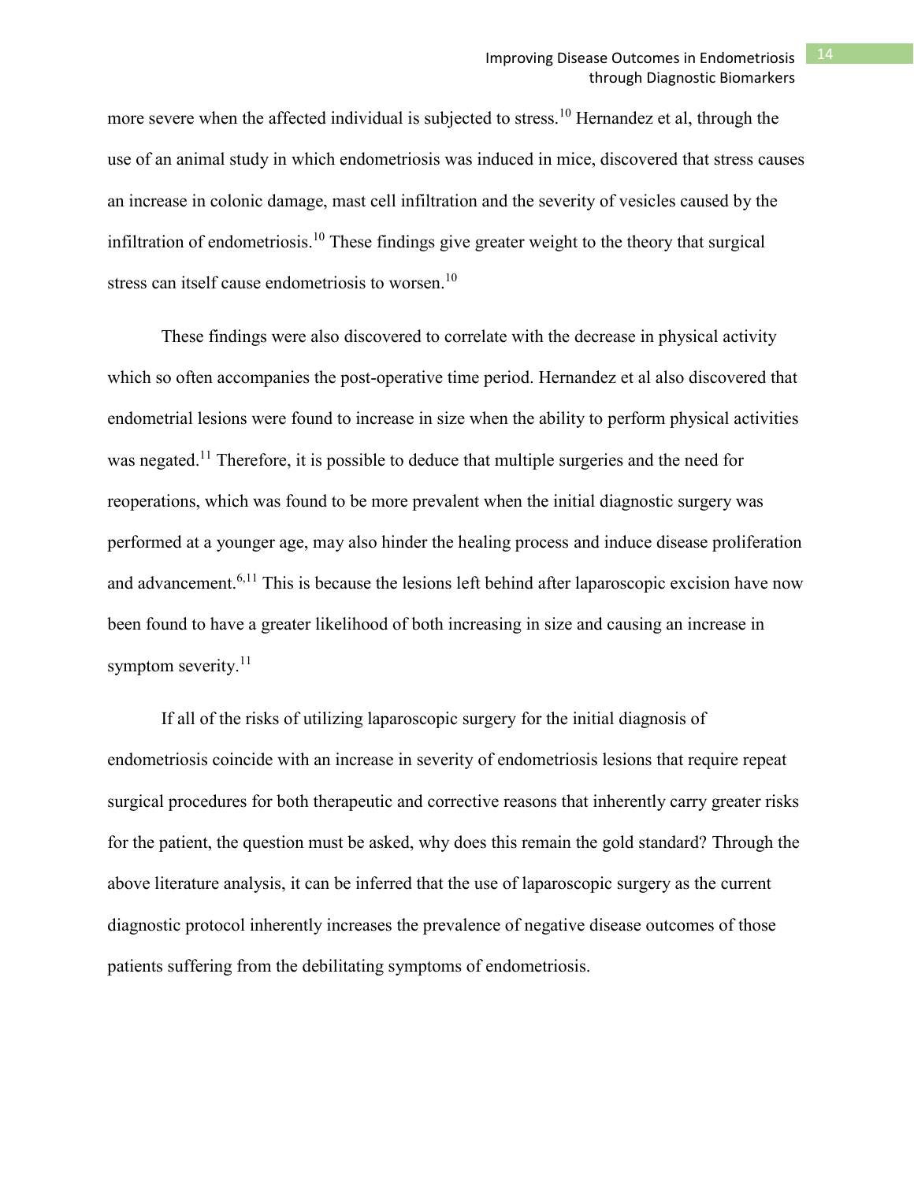more severe when the affected individual is subjected to stress.[10] Hernandez et al, through the use of an animal study in which endometriosis was induced in mice, discovered that stress causes an increase in colonic damage, mast cell infiltration and the severity of vesicles caused by the infiltration of endometriosis.[10] These findings give greater weight to the theory that surgical stress can itself cause endometriosis to worsen.[10]

These findings were also discovered to correlate with the decrease in physical activity which so often accompanies the post-operative time period. Hernandez et al also discovered that endometrial lesions were found to increase in size when the ability to perform physical activities was negated.[11] Therefore, it is possible to deduce that multiple surgeries and the need for reoperations, which was found to be more prevalent when the initial diagnostic surgery was performed at a younger age, may also hinder the healing process and induce disease proliferation and advancement.[6,11] This is because the lesions left behind after laparoscopic excision have now been found to have a greater likelihood of both increasing in size and causing an increase in symptom severity.[11]

If all of the risks of utilizing laparoscopic surgery for the initial diagnosis of endometriosis coincide with an increase in severity of endometriosis lesions that require repeat surgical procedures for both therapeutic and corrective reasons that inherently carry greater risks for the patient, the question must be asked, why does this remain the gold standard? Through the above literature analysis, it can be inferred that the use of laparoscopic surgery as the current diagnostic protocol inherently increases the prevalence of negative disease outcomes of those patients suffering from the debilitating symptoms of endometriosis.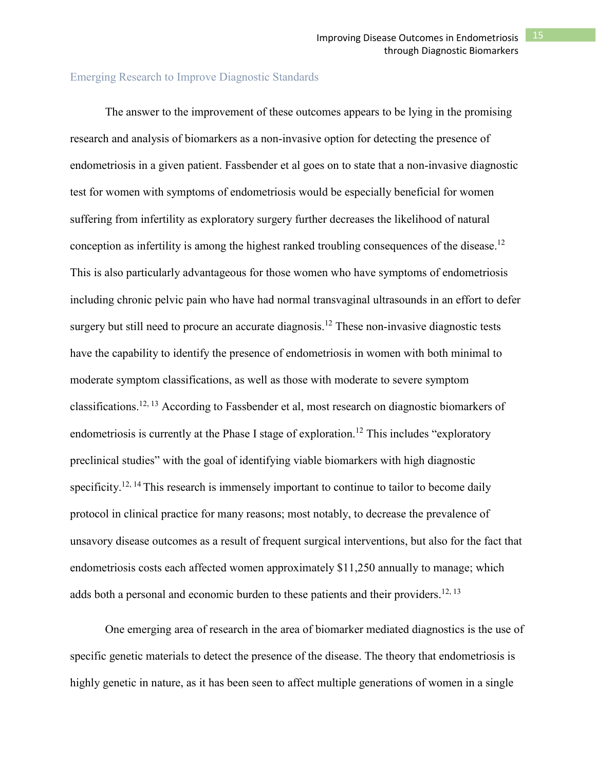## Emerging Research to Improve Diagnostic Standards

The answer to the improvement of these outcomes appears to be lying in the promising research and analysis of biomarkers as a non-invasive option for detecting the presence of endometriosis in a given patient. Fassbender et al goes on to state that a non-invasive diagnostic test for women with symptoms of endometriosis would be especially beneficial for women suffering from infertility as exploratory surgery further decreases the likelihood of natural conception as infertility is among the highest ranked troubling consequences of the disease.[12] This is also particularly advantageous for those women who have symptoms of endometriosis including chronic pelvic pain who have had normal transvaginal ultrasounds in an effort to defer surgery but still need to procure an accurate diagnosis.[12] These non-invasive diagnostic tests have the capability to identify the presence of endometriosis in women with both minimal to moderate symptom classifications, as well as those with moderate to severe symptom classifications.[12, 13] According to Fassbender et al, most research on diagnostic biomarkers of endometriosis is currently at the Phase I stage of exploration.[12] This includes "exploratory preclinical studies" with the goal of identifying viable biomarkers with high diagnostic specificity.[12, 14] This research is immensely important to continue to tailor to become daily protocol in clinical practice for many reasons; most notably, to decrease the prevalence of unsavory disease outcomes as a result of frequent surgical interventions, but also for the fact that endometriosis costs each affected women approximately $11,250 annually to manage; which adds both a personal and economic burden to these patients and their providers.[12, 13]

One emerging area of research in the area of biomarker mediated diagnostics is the use of specific genetic materials to detect the presence of the disease. The theory that endometriosis is highly genetic in nature, as it has been seen to affect multiple generations of women in a single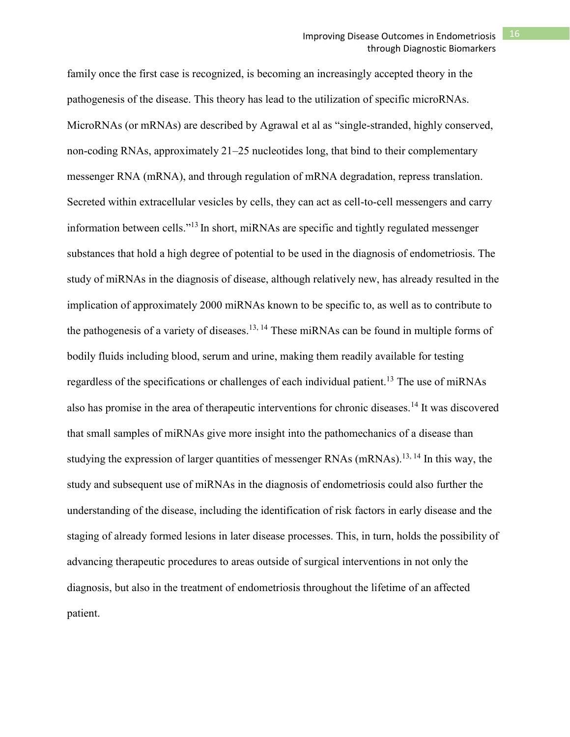family once the first case is recognized, is becoming an increasingly accepted theory in the pathogenesis of the disease. This theory has lead to the utilization of specific microRNAs. MicroRNAs (or mRNAs) are described by Agrawal et al as "single-stranded, highly conserved, non-coding RNAs, approximately 21–25 nucleotides long, that bind to their complementary messenger RNA (mRNA), and through regulation of mRNA degradation, repress translation. Secreted within extracellular vesicles by cells, they can act as cell-to-cell messengers and carry information between cells."[13] In short, miRNAs are specific and tightly regulated messenger substances that hold a high degree of potential to be used in the diagnosis of endometriosis. The study of miRNAs in the diagnosis of disease, although relatively new, has already resulted in the implication of approximately 2000 miRNAs known to be specific to, as well as to contribute to the pathogenesis of a variety of diseases.[13, 14] These miRNAs can be found in multiple forms of bodily fluids including blood, serum and urine, making them readily available for testing regardless of the specifications or challenges of each individual patient.[13] The use of miRNAs also has promise in the area of therapeutic interventions for chronic diseases.[14] It was discovered that small samples of miRNAs give more insight into the pathomechanics of a disease than studying the expression of larger quantities of messenger RNAs (mRNAs).[13, 14] In this way, the study and subsequent use of miRNAs in the diagnosis of endometriosis could also further the understanding of the disease, including the identification of risk factors in early disease and the staging of already formed lesions in later disease processes. This, in turn, holds the possibility of advancing therapeutic procedures to areas outside of surgical interventions in not only the diagnosis, but also in the treatment of endometriosis throughout the lifetime of an affected patient.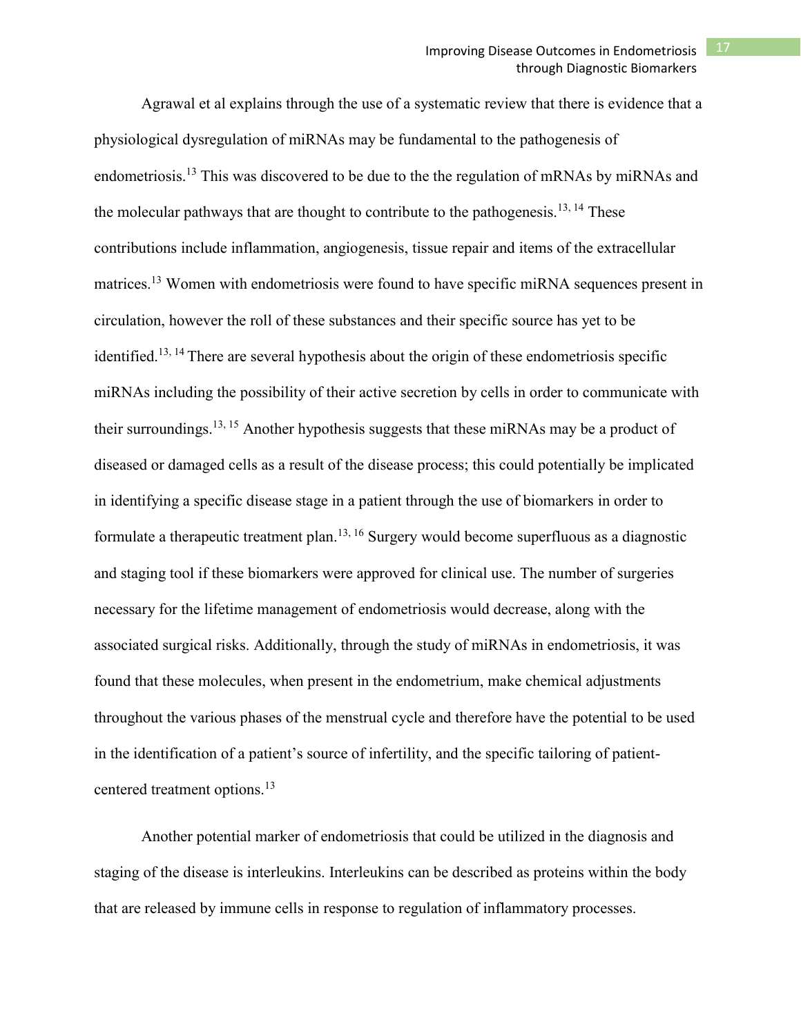Agrawal et al explains through the use of a systematic review that there is evidence that a physiological dysregulation of miRNAs may be fundamental to the pathogenesis of endometriosis.[13] This was discovered to be due to the the regulation of mRNAs by miRNAs and the molecular pathways that are thought to contribute to the pathogenesis.[13, 14] These contributions include inflammation, angiogenesis, tissue repair and items of the extracellular matrices.[13] Women with endometriosis were found to have specific miRNA sequences present in circulation, however the roll of these substances and their specific source has yet to be identified.[13, 14] There are several hypothesis about the origin of these endometriosis specific miRNAs including the possibility of their active secretion by cells in order to communicate with their surroundings.[13, 15] Another hypothesis suggests that these miRNAs may be a product of diseased or damaged cells as a result of the disease process; this could potentially be implicated in identifying a specific disease stage in a patient through the use of biomarkers in order to formulate a therapeutic treatment plan.[13, 16] Surgery would become superfluous as a diagnostic and staging tool if these biomarkers were approved for clinical use. The number of surgeries necessary for the lifetime management of endometriosis would decrease, along with the associated surgical risks. Additionally, through the study of miRNAs in endometriosis, it was found that these molecules, when present in the endometrium, make chemical adjustments throughout the various phases of the menstrual cycle and therefore have the potential to be used in the identification of a patient's source of infertility, and the specific tailoring of patient-centered treatment options.[13]

Another potential marker of endometriosis that could be utilized in the diagnosis and staging of the disease is interleukins. Interleukins can be described as proteins within the body that are released by immune cells in response to regulation of inflammatory processes.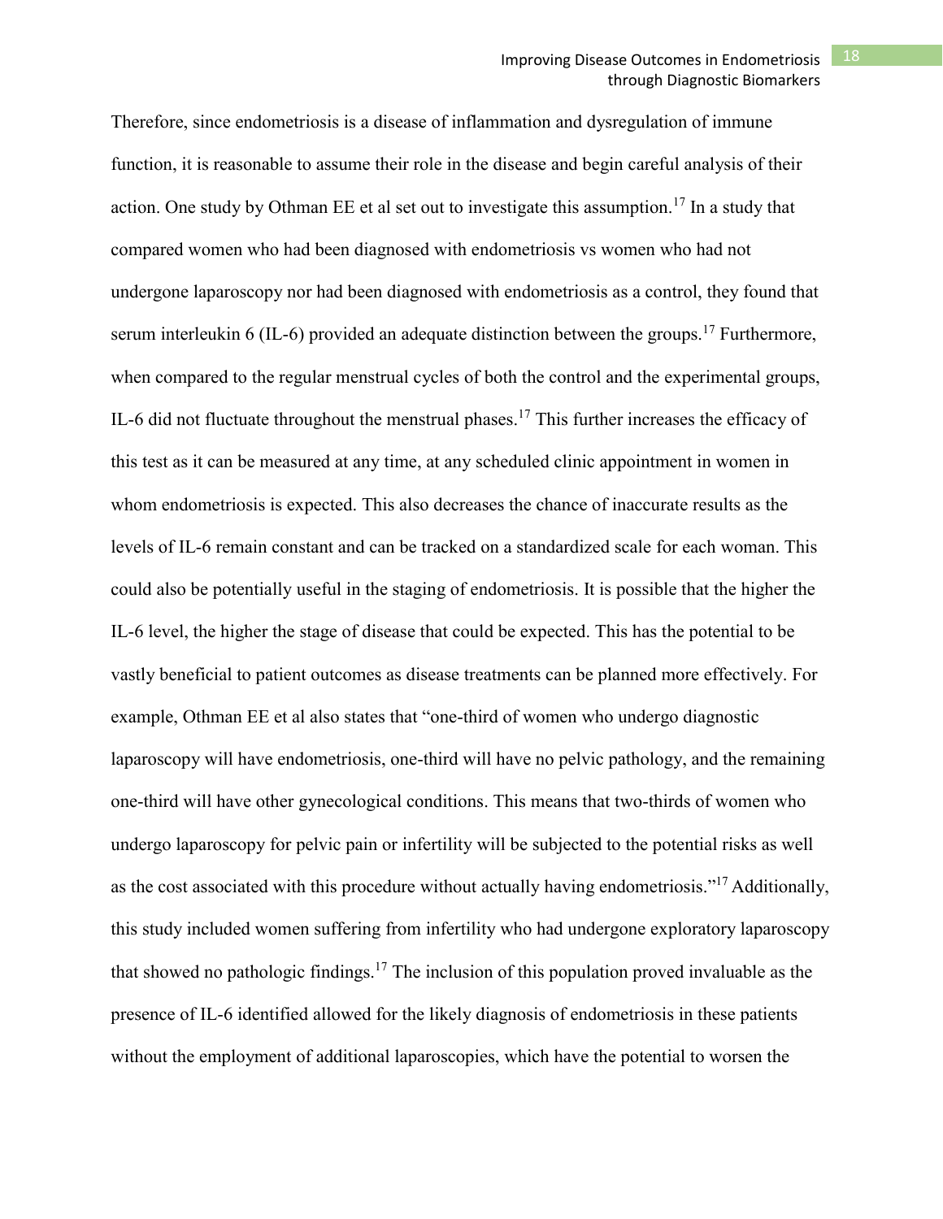Therefore, since endometriosis is a disease of inflammation and dysregulation of immune function, it is reasonable to assume their role in the disease and begin careful analysis of their action. One study by Othman EE et al set out to investigate this assumption.[17] In a study that compared women who had been diagnosed with endometriosis vs women who had not undergone laparoscopy nor had been diagnosed with endometriosis as a control, they found that serum interleukin 6 (IL-6) provided an adequate distinction between the groups.[17] Furthermore, when compared to the regular menstrual cycles of both the control and the experimental groups, IL-6 did not fluctuate throughout the menstrual phases.[17] This further increases the efficacy of this test as it can be measured at any time, at any scheduled clinic appointment in women in whom endometriosis is expected. This also decreases the chance of inaccurate results as the levels of IL-6 remain constant and can be tracked on a standardized scale for each woman. This could also be potentially useful in the staging of endometriosis. It is possible that the higher the IL-6 level, the higher the stage of disease that could be expected. This has the potential to be vastly beneficial to patient outcomes as disease treatments can be planned more effectively. For example, Othman EE et al also states that "one-third of women who undergo diagnostic laparoscopy will have endometriosis, one-third will have no pelvic pathology, and the remaining one-third will have other gynecological conditions. This means that two-thirds of women who undergo laparoscopy for pelvic pain or infertility will be subjected to the potential risks as well as the cost associated with this procedure without actually having endometriosis."[17] Additionally, this study included women suffering from infertility who had undergone exploratory laparoscopy that showed no pathologic findings.[17] The inclusion of this population proved invaluable as the presence of IL-6 identified allowed for the likely diagnosis of endometriosis in these patients without the employment of additional laparoscopies, which have the potential to worsen the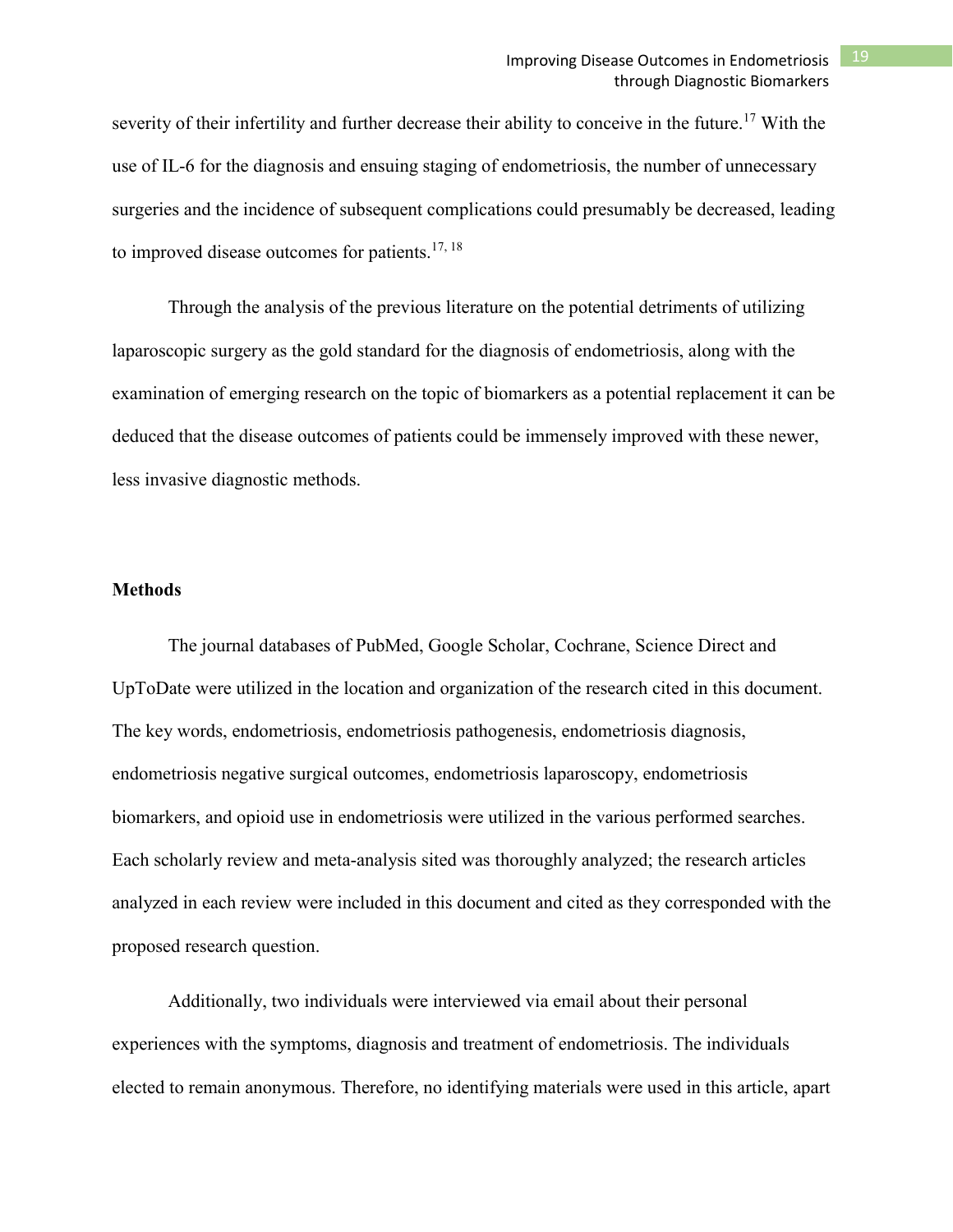severity of their infertility and further decrease their ability to conceive in the future.[17] With the use of IL-6 for the diagnosis and ensuing staging of endometriosis, the number of unnecessary surgeries and the incidence of subsequent complications could presumably be decreased, leading to improved disease outcomes for patients.[17, 18]

Through the analysis of the previous literature on the potential detriments of utilizing laparoscopic surgery as the gold standard for the diagnosis of endometriosis, along with the examination of emerging research on the topic of biomarkers as a potential replacement it can be deduced that the disease outcomes of patients could be immensely improved with these newer, less invasive diagnostic methods.

## Methods

The journal databases of PubMed, Google Scholar, Cochrane, Science Direct and UpToDate were utilized in the location and organization of the research cited in this document. The key words, endometriosis, endometriosis pathogenesis, endometriosis diagnosis, endometriosis negative surgical outcomes, endometriosis laparoscopy, endometriosis biomarkers, and opioid use in endometriosis were utilized in the various performed searches. Each scholarly review and meta-analysis sited was thoroughly analyzed; the research articles analyzed in each review were included in this document and cited as they corresponded with the proposed research question.

Additionally, two individuals were interviewed via email about their personal experiences with the symptoms, diagnosis and treatment of endometriosis. The individuals elected to remain anonymous. Therefore, no identifying materials were used in this article, apart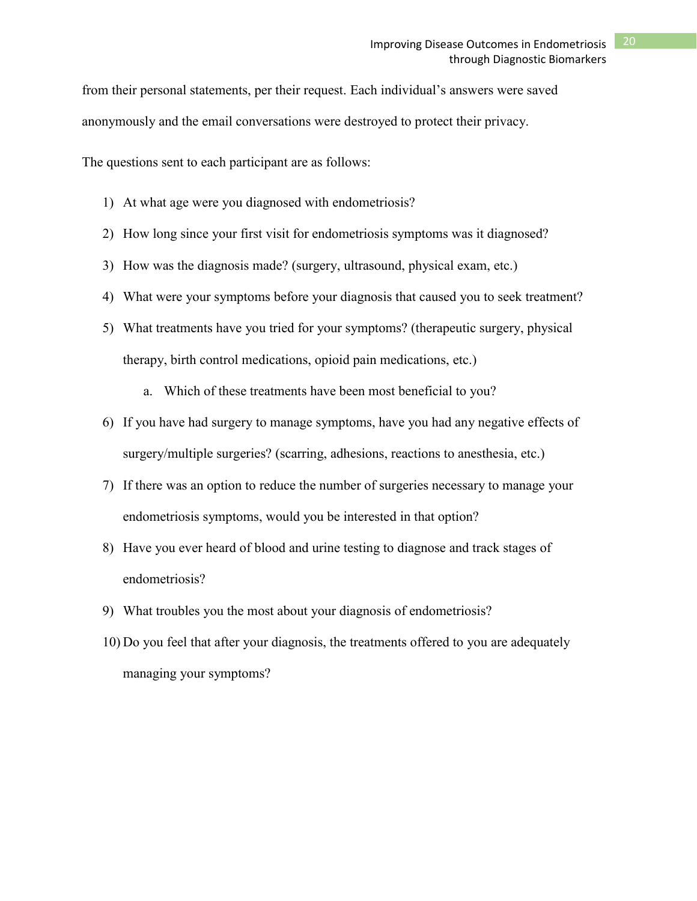from their personal statements, per their request. Each individual's answers were saved anonymously and the email conversations were destroyed to protect their privacy.

The questions sent to each participant are as follows:

1) At what age were you diagnosed with endometriosis?
2) How long since your first visit for endometriosis symptoms was it diagnosed?
3) How was the diagnosis made? (surgery, ultrasound, physical exam, etc.)
4) What were your symptoms before your diagnosis that caused you to seek treatment?
5) What treatments have you tried for your symptoms? (therapeutic surgery, physical therapy, birth control medications, opioid pain medications, etc.)
    a. Which of these treatments have been most beneficial to you?
6) If you have had surgery to manage symptoms, have you had any negative effects of surgery/multiple surgeries? (scarring, adhesions, reactions to anesthesia, etc.)
7) If there was an option to reduce the number of surgeries necessary to manage your endometriosis symptoms, would you be interested in that option?
8) Have you ever heard of blood and urine testing to diagnose and track stages of endometriosis?
9) What troubles you the most about your diagnosis of endometriosis?
10) Do you feel that after your diagnosis, the treatments offered to you are adequately managing your symptoms?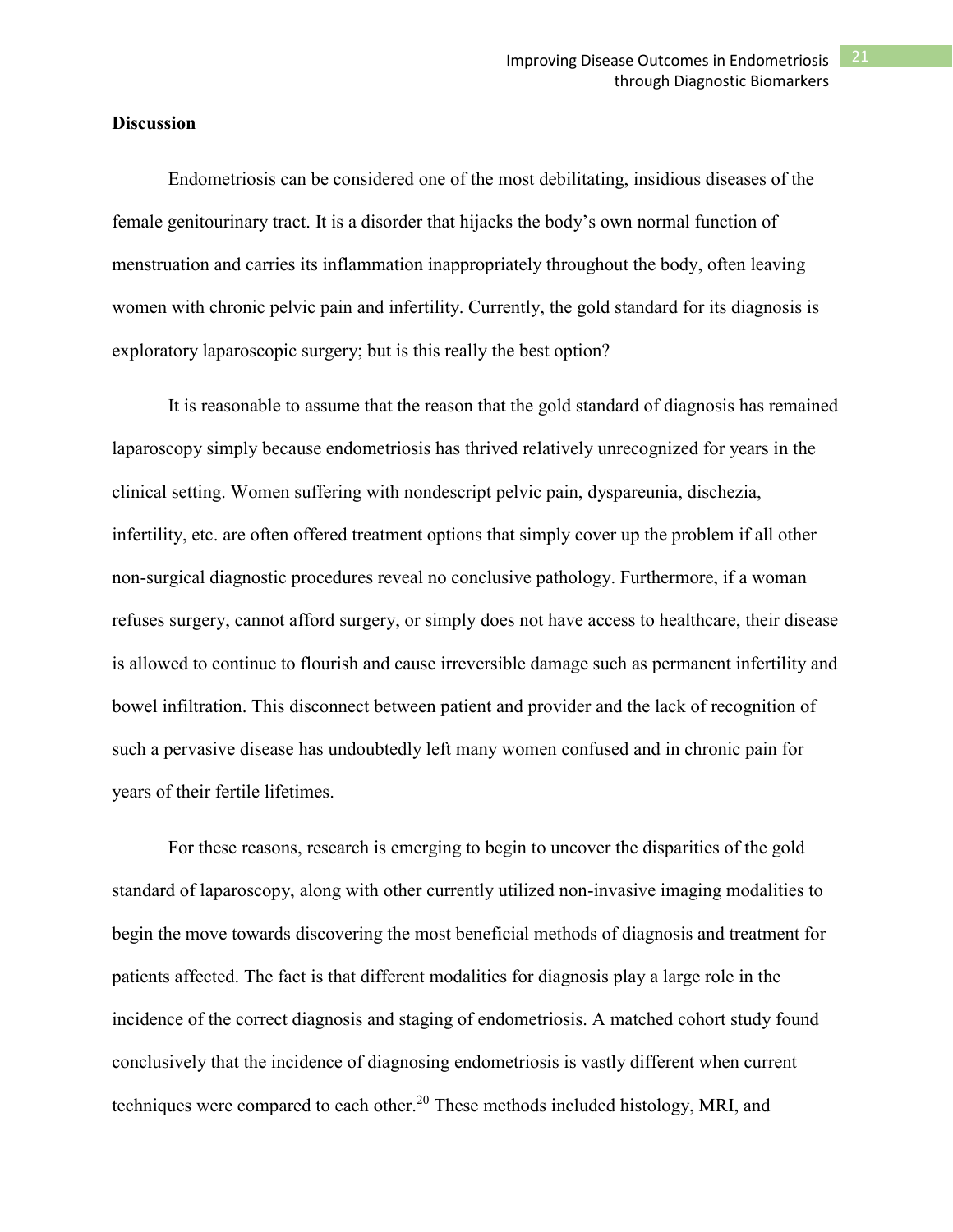**Discussion**

Endometriosis can be considered one of the most debilitating, insidious diseases of the female genitourinary tract. It is a disorder that hijacks the body's own normal function of menstruation and carries its inflammation inappropriately throughout the body, often leaving women with chronic pelvic pain and infertility. Currently, the gold standard for its diagnosis is exploratory laparoscopic surgery; but is this really the best option?

It is reasonable to assume that the reason that the gold standard of diagnosis has remained laparoscopy simply because endometriosis has thrived relatively unrecognized for years in the clinical setting. Women suffering with nondescript pelvic pain, dyspareunia, dischezia, infertility, etc. are often offered treatment options that simply cover up the problem if all other non-surgical diagnostic procedures reveal no conclusive pathology. Furthermore, if a woman refuses surgery, cannot afford surgery, or simply does not have access to healthcare, their disease is allowed to continue to flourish and cause irreversible damage such as permanent infertility and bowel infiltration. This disconnect between patient and provider and the lack of recognition of such a pervasive disease has undoubtedly left many women confused and in chronic pain for years of their fertile lifetimes.

For these reasons, research is emerging to begin to uncover the disparities of the gold standard of laparoscopy, along with other currently utilized non-invasive imaging modalities to begin the move towards discovering the most beneficial methods of diagnosis and treatment for patients affected. The fact is that different modalities for diagnosis play a large role in the incidence of the correct diagnosis and staging of endometriosis. A matched cohort study found conclusively that the incidence of diagnosing endometriosis is vastly different when current techniques were compared to each other.[20] These methods included histology, MRI, and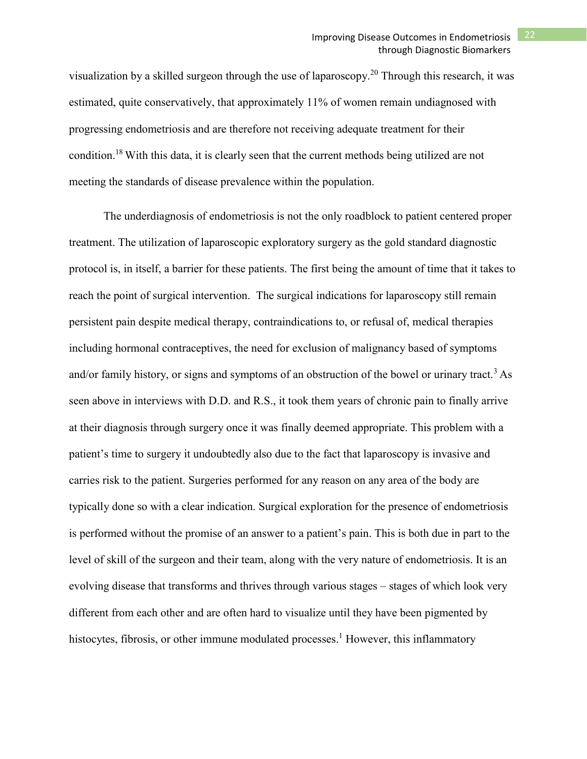visualization by a skilled surgeon through the use of laparoscopy.[20] Through this research, it was estimated, quite conservatively, that approximately 11% of women remain undiagnosed with progressing endometriosis and are therefore not receiving adequate treatment for their condition.[18] With this data, it is clearly seen that the current methods being utilized are not meeting the standards of disease prevalence within the population.

The underdiagnosis of endometriosis is not the only roadblock to patient centered proper treatment. The utilization of laparoscopic exploratory surgery as the gold standard diagnostic protocol is, in itself, a barrier for these patients. The first being the amount of time that it takes to reach the point of surgical intervention. The surgical indications for laparoscopy still remain persistent pain despite medical therapy, contraindications to, or refusal of, medical therapies including hormonal contraceptives, the need for exclusion of malignancy based of symptoms and/or family history, or signs and symptoms of an obstruction of the bowel or urinary tract.[3] As seen above in interviews with D.D. and R.S., it took them years of chronic pain to finally arrive at their diagnosis through surgery once it was finally deemed appropriate. This problem with a patient's time to surgery it undoubtedly also due to the fact that laparoscopy is invasive and carries risk to the patient. Surgeries performed for any reason on any area of the body are typically done so with a clear indication. Surgical exploration for the presence of endometriosis is performed without the promise of an answer to a patient's pain. This is both due in part to the level of skill of the surgeon and their team, along with the very nature of endometriosis. It is an evolving disease that transforms and thrives through various stages – stages of which look very different from each other and are often hard to visualize until they have been pigmented by histocytes, fibrosis, or other immune modulated processes.[1] However, this inflammatory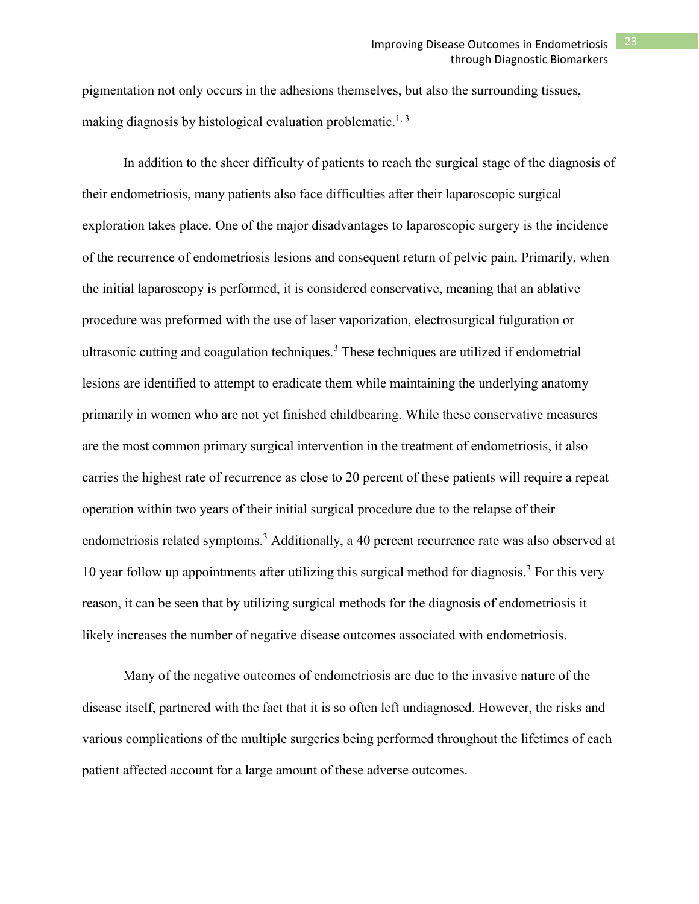pigmentation not only occurs in the adhesions themselves, but also the surrounding tissues, making diagnosis by histological evaluation problematic.[1, 3]

In addition to the sheer difficulty of patients to reach the surgical stage of the diagnosis of their endometriosis, many patients also face difficulties after their laparoscopic surgical exploration takes place. One of the major disadvantages to laparoscopic surgery is the incidence of the recurrence of endometriosis lesions and consequent return of pelvic pain. Primarily, when the initial laparoscopy is performed, it is considered conservative, meaning that an ablative procedure was preformed with the use of laser vaporization, electrosurgical fulguration or ultrasonic cutting and coagulation techniques.[3] These techniques are utilized if endometrial lesions are identified to attempt to eradicate them while maintaining the underlying anatomy primarily in women who are not yet finished childbearing. While these conservative measures are the most common primary surgical intervention in the treatment of endometriosis, it also carries the highest rate of recurrence as close to 20 percent of these patients will require a repeat operation within two years of their initial surgical procedure due to the relapse of their endometriosis related symptoms.[3] Additionally, a 40 percent recurrence rate was also observed at 10 year follow up appointments after utilizing this surgical method for diagnosis.[3] For this very reason, it can be seen that by utilizing surgical methods for the diagnosis of endometriosis it likely increases the number of negative disease outcomes associated with endometriosis.

Many of the negative outcomes of endometriosis are due to the invasive nature of the disease itself, partnered with the fact that it is so often left undiagnosed. However, the risks and various complications of the multiple surgeries being performed throughout the lifetimes of each patient affected account for a large amount of these adverse outcomes.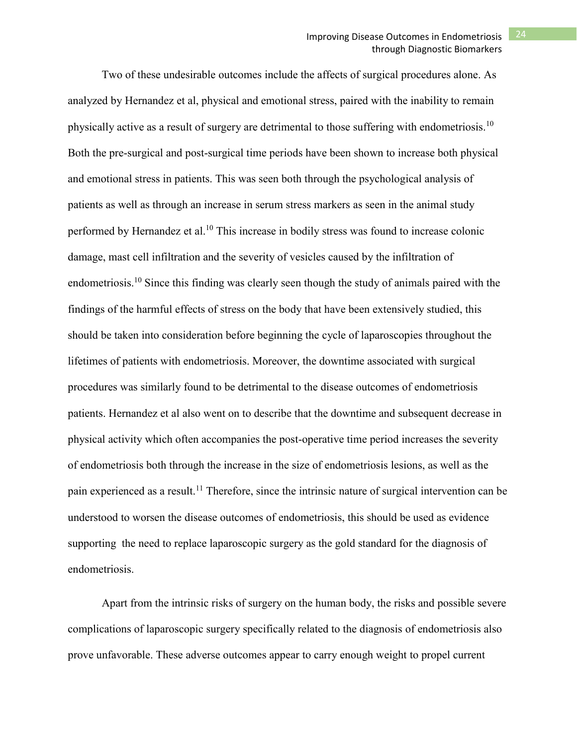Two of these undesirable outcomes include the affects of surgical procedures alone. As analyzed by Hernandez et al, physical and emotional stress, paired with the inability to remain physically active as a result of surgery are detrimental to those suffering with endometriosis.[10] Both the pre-surgical and post-surgical time periods have been shown to increase both physical and emotional stress in patients. This was seen both through the psychological analysis of patients as well as through an increase in serum stress markers as seen in the animal study performed by Hernandez et al.[10] This increase in bodily stress was found to increase colonic damage, mast cell infiltration and the severity of vesicles caused by the infiltration of endometriosis.[10] Since this finding was clearly seen though the study of animals paired with the findings of the harmful effects of stress on the body that have been extensively studied, this should be taken into consideration before beginning the cycle of laparoscopies throughout the lifetimes of patients with endometriosis. Moreover, the downtime associated with surgical procedures was similarly found to be detrimental to the disease outcomes of endometriosis patients. Hernandez et al also went on to describe that the downtime and subsequent decrease in physical activity which often accompanies the post-operative time period increases the severity of endometriosis both through the increase in the size of endometriosis lesions, as well as the pain experienced as a result.[11] Therefore, since the intrinsic nature of surgical intervention can be understood to worsen the disease outcomes of endometriosis, this should be used as evidence supporting the need to replace laparoscopic surgery as the gold standard for the diagnosis of endometriosis.

Apart from the intrinsic risks of surgery on the human body, the risks and possible severe complications of laparoscopic surgery specifically related to the diagnosis of endometriosis also prove unfavorable. These adverse outcomes appear to carry enough weight to propel current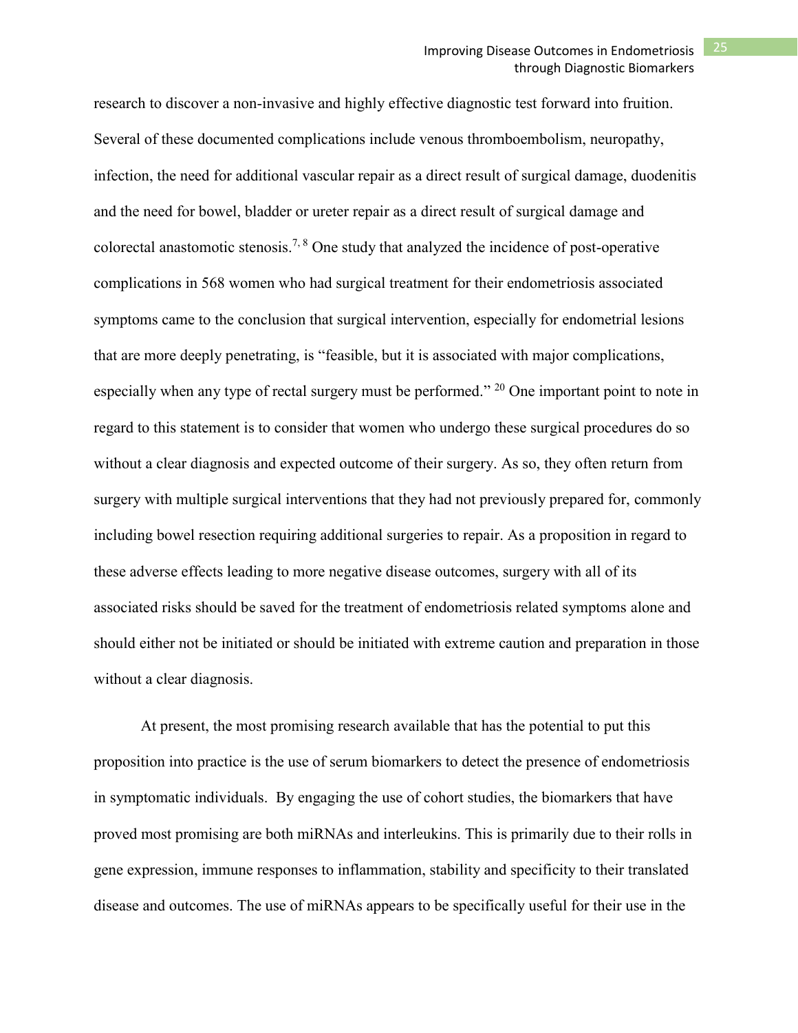research to discover a non-invasive and highly effective diagnostic test forward into fruition. Several of these documented complications include venous thromboembolism, neuropathy, infection, the need for additional vascular repair as a direct result of surgical damage, duodenitis and the need for bowel, bladder or ureter repair as a direct result of surgical damage and colorectal anastomotic stenosis.[7, 8] One study that analyzed the incidence of post-operative complications in 568 women who had surgical treatment for their endometriosis associated symptoms came to the conclusion that surgical intervention, especially for endometrial lesions that are more deeply penetrating, is "feasible, but it is associated with major complications, especially when any type of rectal surgery must be performed." [20] One important point to note in regard to this statement is to consider that women who undergo these surgical procedures do so without a clear diagnosis and expected outcome of their surgery. As so, they often return from surgery with multiple surgical interventions that they had not previously prepared for, commonly including bowel resection requiring additional surgeries to repair. As a proposition in regard to these adverse effects leading to more negative disease outcomes, surgery with all of its associated risks should be saved for the treatment of endometriosis related symptoms alone and should either not be initiated or should be initiated with extreme caution and preparation in those without a clear diagnosis.

At present, the most promising research available that has the potential to put this proposition into practice is the use of serum biomarkers to detect the presence of endometriosis in symptomatic individuals. By engaging the use of cohort studies, the biomarkers that have proved most promising are both miRNAs and interleukins. This is primarily due to their rolls in gene expression, immune responses to inflammation, stability and specificity to their translated disease and outcomes. The use of miRNAs appears to be specifically useful for their use in the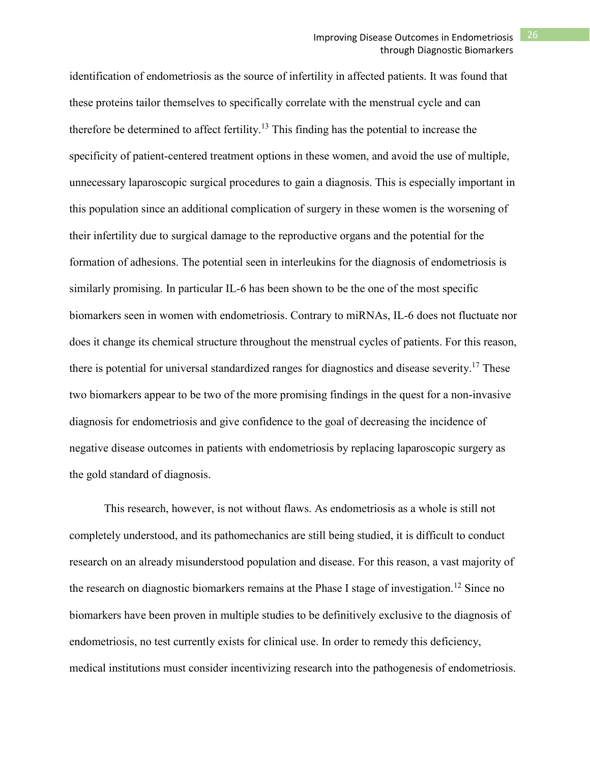identification of endometriosis as the source of infertility in affected patients. It was found that these proteins tailor themselves to specifically correlate with the menstrual cycle and can therefore be determined to affect fertility.[13] This finding has the potential to increase the specificity of patient-centered treatment options in these women, and avoid the use of multiple, unnecessary laparoscopic surgical procedures to gain a diagnosis. This is especially important in this population since an additional complication of surgery in these women is the worsening of their infertility due to surgical damage to the reproductive organs and the potential for the formation of adhesions. The potential seen in interleukins for the diagnosis of endometriosis is similarly promising. In particular IL-6 has been shown to be the one of the most specific biomarkers seen in women with endometriosis. Contrary to miRNAs, IL-6 does not fluctuate nor does it change its chemical structure throughout the menstrual cycles of patients. For this reason, there is potential for universal standardized ranges for diagnostics and disease severity.[17] These two biomarkers appear to be two of the more promising findings in the quest for a non-invasive diagnosis for endometriosis and give confidence to the goal of decreasing the incidence of negative disease outcomes in patients with endometriosis by replacing laparoscopic surgery as the gold standard of diagnosis.

This research, however, is not without flaws. As endometriosis as a whole is still not completely understood, and its pathomechanics are still being studied, it is difficult to conduct research on an already misunderstood population and disease. For this reason, a vast majority of the research on diagnostic biomarkers remains at the Phase I stage of investigation.[12] Since no biomarkers have been proven in multiple studies to be definitively exclusive to the diagnosis of endometriosis, no test currently exists for clinical use. In order to remedy this deficiency, medical institutions must consider incentivizing research into the pathogenesis of endometriosis.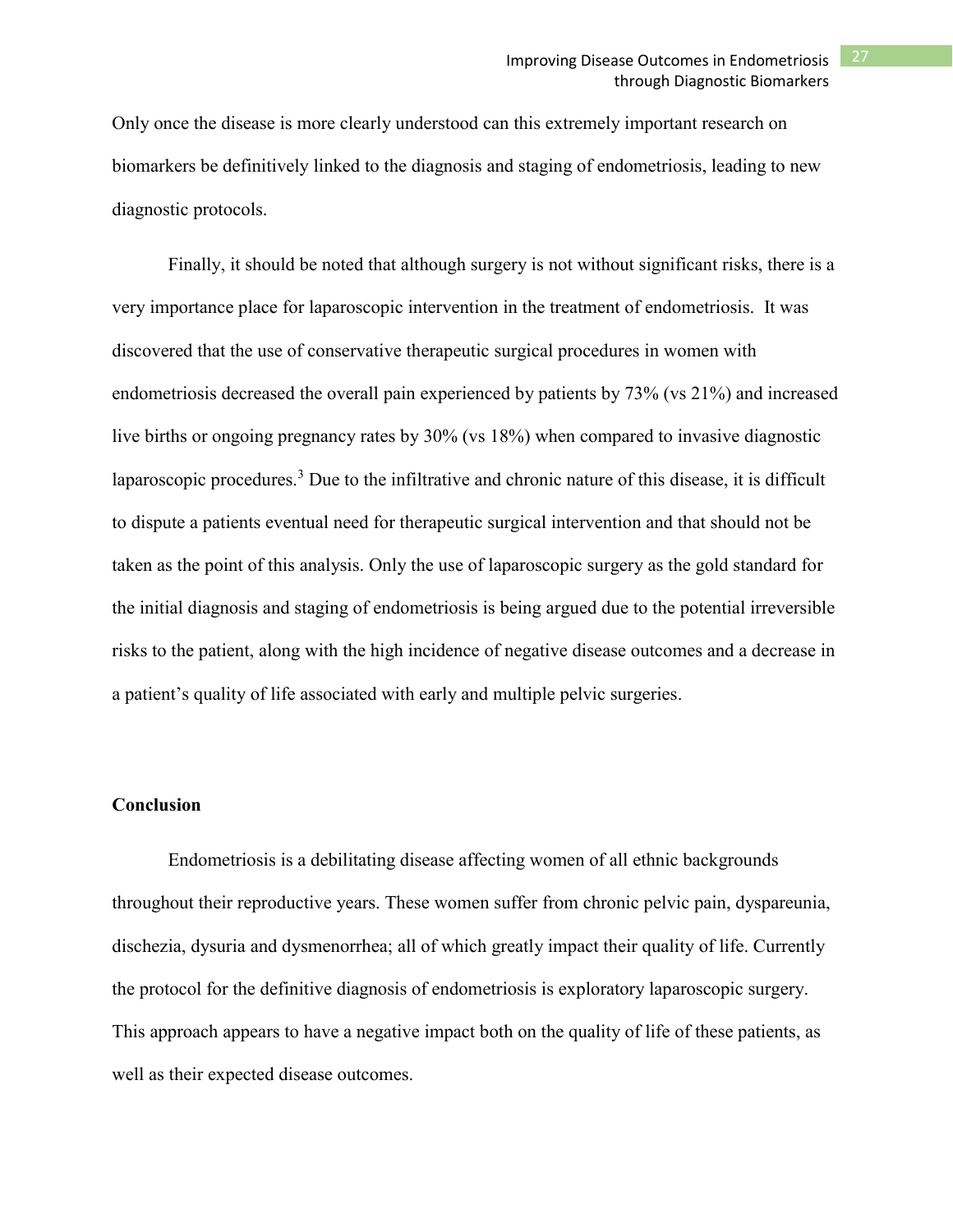Only once the disease is more clearly understood can this extremely important research on biomarkers be definitively linked to the diagnosis and staging of endometriosis, leading to new diagnostic protocols.

Finally, it should be noted that although surgery is not without significant risks, there is a very importance place for laparoscopic intervention in the treatment of endometriosis. It was discovered that the use of conservative therapeutic surgical procedures in women with endometriosis decreased the overall pain experienced by patients by 73% (vs 21%) and increased live births or ongoing pregnancy rates by 30% (vs 18%) when compared to invasive diagnostic laparoscopic procedures.[3] Due to the infiltrative and chronic nature of this disease, it is difficult to dispute a patients eventual need for therapeutic surgical intervention and that should not be taken as the point of this analysis. Only the use of laparoscopic surgery as the gold standard for the initial diagnosis and staging of endometriosis is being argued due to the potential irreversible risks to the patient, along with the high incidence of negative disease outcomes and a decrease in a patient's quality of life associated with early and multiple pelvic surgeries.

## Conclusion

Endometriosis is a debilitating disease affecting women of all ethnic backgrounds throughout their reproductive years. These women suffer from chronic pelvic pain, dyspareunia, dischezia, dysuria and dysmenorrhea; all of which greatly impact their quality of life. Currently the protocol for the definitive diagnosis of endometriosis is exploratory laparoscopic surgery. This approach appears to have a negative impact both on the quality of life of these patients, as well as their expected disease outcomes.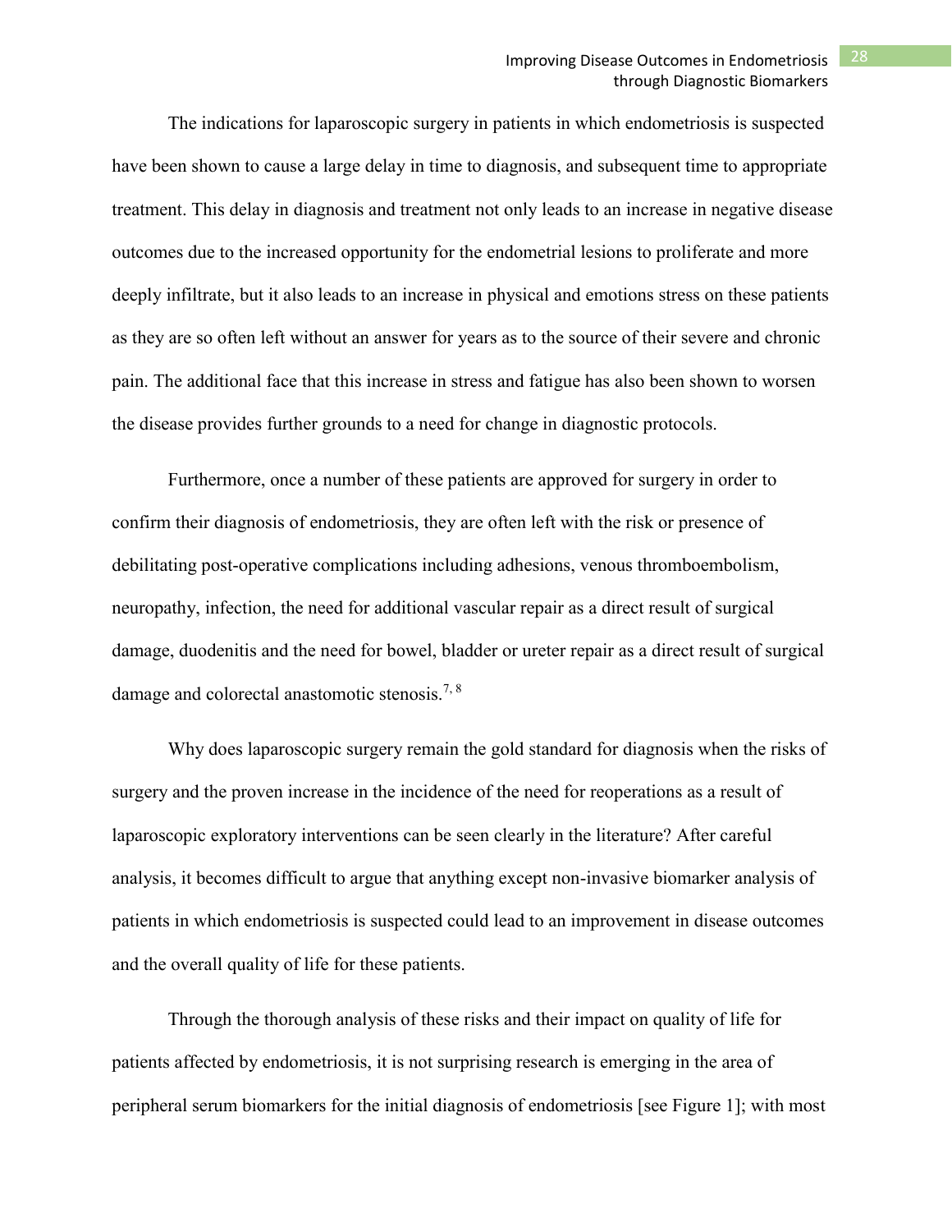The indications for laparoscopic surgery in patients in which endometriosis is suspected have been shown to cause a large delay in time to diagnosis, and subsequent time to appropriate treatment. This delay in diagnosis and treatment not only leads to an increase in negative disease outcomes due to the increased opportunity for the endometrial lesions to proliferate and more deeply infiltrate, but it also leads to an increase in physical and emotions stress on these patients as they are so often left without an answer for years as to the source of their severe and chronic pain. The additional face that this increase in stress and fatigue has also been shown to worsen the disease provides further grounds to a need for change in diagnostic protocols.

Furthermore, once a number of these patients are approved for surgery in order to confirm their diagnosis of endometriosis, they are often left with the risk or presence of debilitating post-operative complications including adhesions, venous thromboembolism, neuropathy, infection, the need for additional vascular repair as a direct result of surgical damage, duodenitis and the need for bowel, bladder or ureter repair as a direct result of surgical damage and colorectal anastomotic stenosis.[7, 8]

Why does laparoscopic surgery remain the gold standard for diagnosis when the risks of surgery and the proven increase in the incidence of the need for reoperations as a result of laparoscopic exploratory interventions can be seen clearly in the literature? After careful analysis, it becomes difficult to argue that anything except non-invasive biomarker analysis of patients in which endometriosis is suspected could lead to an improvement in disease outcomes and the overall quality of life for these patients.

Through the thorough analysis of these risks and their impact on quality of life for patients affected by endometriosis, it is not surprising research is emerging in the area of peripheral serum biomarkers for the initial diagnosis of endometriosis [see Figure 1]; with most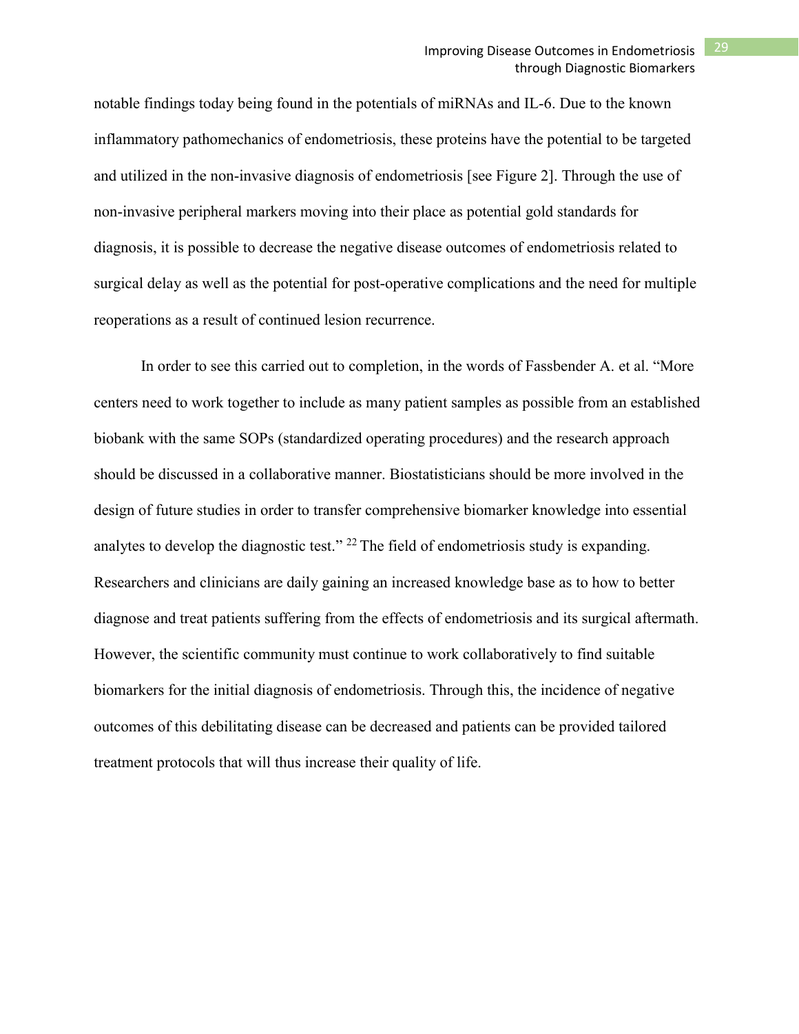notable findings today being found in the potentials of miRNAs and IL-6. Due to the known inflammatory pathomechanics of endometriosis, these proteins have the potential to be targeted and utilized in the non-invasive diagnosis of endometriosis [see Figure 2]. Through the use of non-invasive peripheral markers moving into their place as potential gold standards for diagnosis, it is possible to decrease the negative disease outcomes of endometriosis related to surgical delay as well as the potential for post-operative complications and the need for multiple reoperations as a result of continued lesion recurrence.

In order to see this carried out to completion, in the words of Fassbender A. et al. "More centers need to work together to include as many patient samples as possible from an established biobank with the same SOPs (standardized operating procedures) and the research approach should be discussed in a collaborative manner. Biostatisticians should be more involved in the design of future studies in order to transfer comprehensive biomarker knowledge into essential analytes to develop the diagnostic test." [22] The field of endometriosis study is expanding. Researchers and clinicians are daily gaining an increased knowledge base as to how to better diagnose and treat patients suffering from the effects of endometriosis and its surgical aftermath. However, the scientific community must continue to work collaboratively to find suitable biomarkers for the initial diagnosis of endometriosis. Through this, the incidence of negative outcomes of this debilitating disease can be decreased and patients can be provided tailored treatment protocols that will thus increase their quality of life.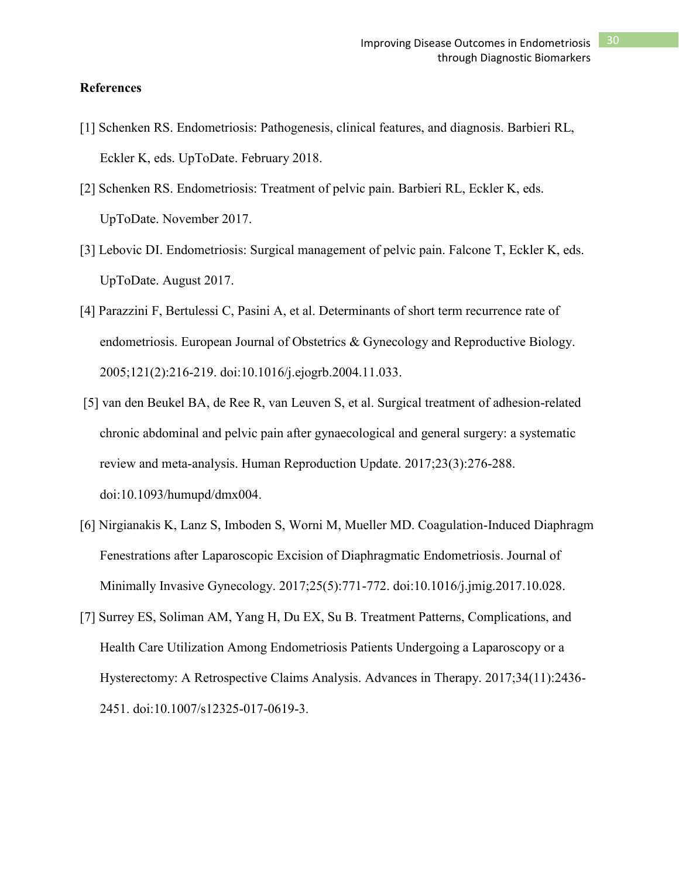**References**

[1] Schenken RS. Endometriosis: Pathogenesis, clinical features, and diagnosis. Barbieri RL, Eckler K, eds. UpToDate. February 2018.

[2] Schenken RS. Endometriosis: Treatment of pelvic pain. Barbieri RL, Eckler K, eds. UpToDate. November 2017.

[3] Lebovic DI. Endometriosis: Surgical management of pelvic pain. Falcone T, Eckler K, eds. UpToDate. August 2017.

[4] Parazzini F, Bertulessi C, Pasini A, et al. Determinants of short term recurrence rate of endometriosis. European Journal of Obstetrics & Gynecology and Reproductive Biology. 2005;121(2):216-219. doi:10.1016/j.ejogrb.2004.11.033.

[5] van den Beukel BA, de Ree R, van Leuven S, et al. Surgical treatment of adhesion-related chronic abdominal and pelvic pain after gynaecological and general surgery: a systematic review and meta-analysis. Human Reproduction Update. 2017;23(3):276-288. doi:10.1093/humupd/dmx004.

[6] Nirgianakis K, Lanz S, Imboden S, Worni M, Mueller MD. Coagulation-Induced Diaphragm Fenestrations after Laparoscopic Excision of Diaphragmatic Endometriosis. Journal of Minimally Invasive Gynecology. 2017;25(5):771-772. doi:10.1016/j.jmig.2017.10.028.

[7] Surrey ES, Soliman AM, Yang H, Du EX, Su B. Treatment Patterns, Complications, and Health Care Utilization Among Endometriosis Patients Undergoing a Laparoscopy or a Hysterectomy: A Retrospective Claims Analysis. Advances in Therapy. 2017;34(11):2436-2451. doi:10.1007/s12325-017-0619-3.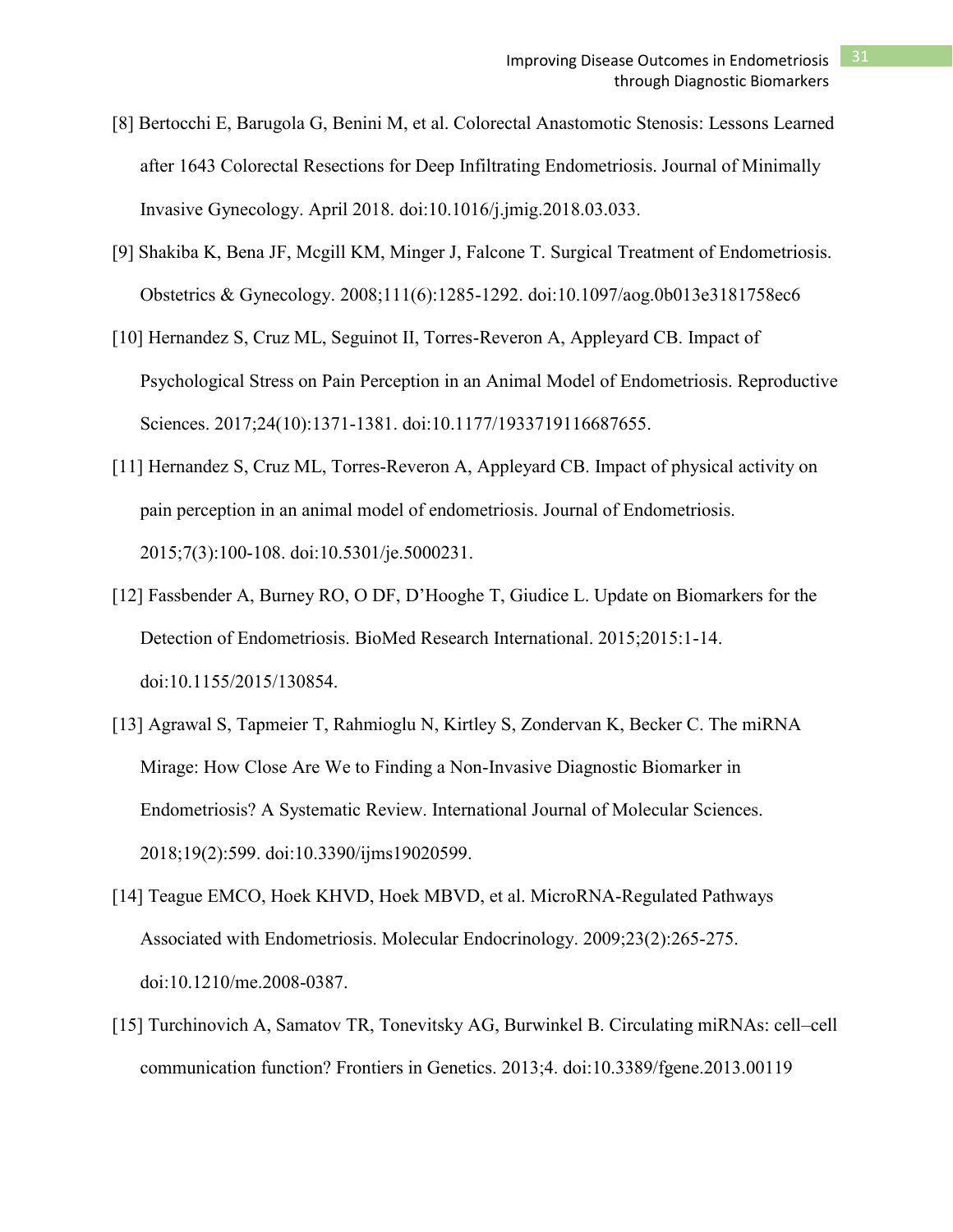[8] Bertocchi E, Barugola G, Benini M, et al. Colorectal Anastomotic Stenosis: Lessons Learned after 1643 Colorectal Resections for Deep Infiltrating Endometriosis. Journal of Minimally Invasive Gynecology. April 2018. doi:10.1016/j.jmig.2018.03.033.

[9] Shakiba K, Bena JF, Mcgill KM, Minger J, Falcone T. Surgical Treatment of Endometriosis. Obstetrics & Gynecology. 2008;111(6):1285-1292. doi:10.1097/aog.0b013e3181758ec6

[10] Hernandez S, Cruz ML, Seguinot II, Torres-Reveron A, Appleyard CB. Impact of Psychological Stress on Pain Perception in an Animal Model of Endometriosis. Reproductive Sciences. 2017;24(10):1371-1381. doi:10.1177/1933719116687655.

[11] Hernandez S, Cruz ML, Torres-Reveron A, Appleyard CB. Impact of physical activity on pain perception in an animal model of endometriosis. Journal of Endometriosis. 2015;7(3):100-108. doi:10.5301/je.5000231.

[12] Fassbender A, Burney RO, O DF, D'Hooghe T, Giudice L. Update on Biomarkers for the Detection of Endometriosis. BioMed Research International. 2015;2015:1-14. doi:10.1155/2015/130854.

[13] Agrawal S, Tapmeier T, Rahmioglu N, Kirtley S, Zondervan K, Becker C. The miRNA Mirage: How Close Are We to Finding a Non-Invasive Diagnostic Biomarker in Endometriosis? A Systematic Review. International Journal of Molecular Sciences. 2018;19(2):599. doi:10.3390/ijms19020599.

[14] Teague EMCO, Hoek KHVD, Hoek MBVD, et al. MicroRNA-Regulated Pathways Associated with Endometriosis. Molecular Endocrinology. 2009;23(2):265-275. doi:10.1210/me.2008-0387.

[15] Turchinovich A, Samatov TR, Tonevitsky AG, Burwinkel B. Circulating miRNAs: cell–cell communication function? Frontiers in Genetics. 2013;4. doi:10.3389/fgene.2013.00119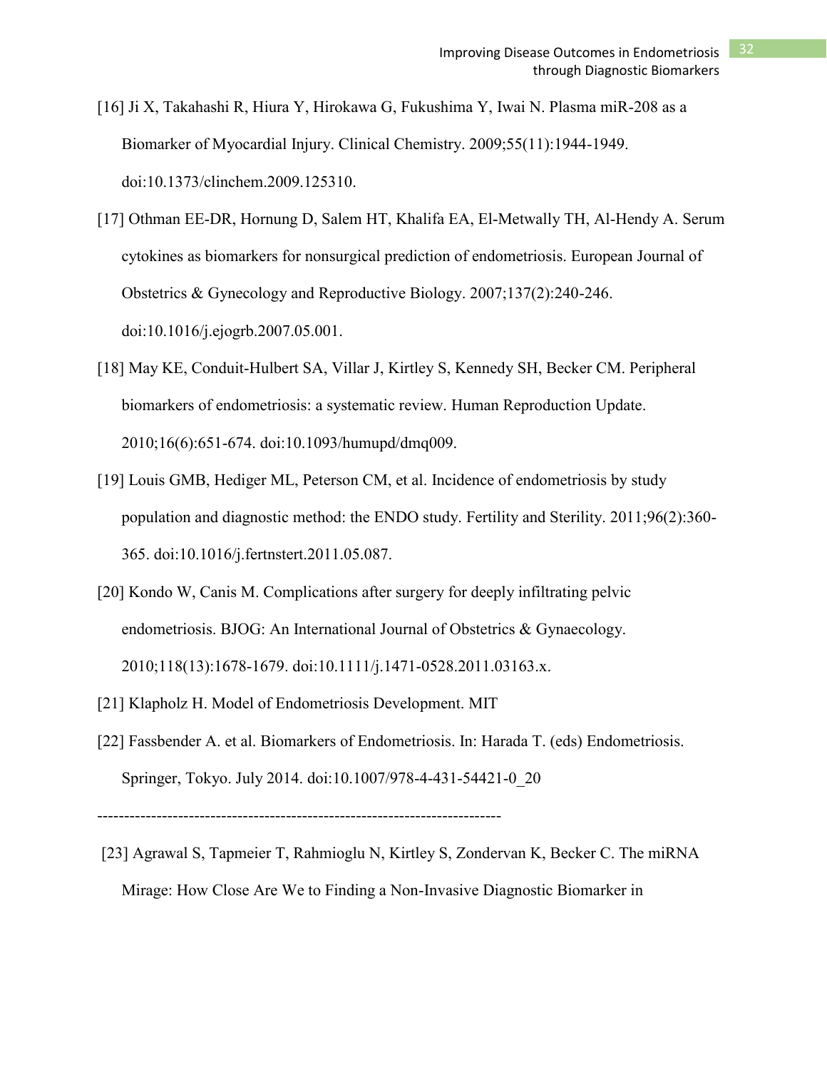[16] Ji X, Takahashi R, Hiura Y, Hirokawa G, Fukushima Y, Iwai N. Plasma miR-208 as a Biomarker of Myocardial Injury. Clinical Chemistry. 2009;55(11):1944-1949. doi:10.1373/clinchem.2009.125310.

[17] Othman EE-DR, Hornung D, Salem HT, Khalifa EA, El-Metwally TH, Al-Hendy A. Serum cytokines as biomarkers for nonsurgical prediction of endometriosis. European Journal of Obstetrics & Gynecology and Reproductive Biology. 2007;137(2):240-246. doi:10.1016/j.ejogrb.2007.05.001.

[18] May KE, Conduit-Hulbert SA, Villar J, Kirtley S, Kennedy SH, Becker CM. Peripheral biomarkers of endometriosis: a systematic review. Human Reproduction Update. 2010;16(6):651-674. doi:10.1093/humupd/dmq009.

[19] Louis GMB, Hediger ML, Peterson CM, et al. Incidence of endometriosis by study population and diagnostic method: the ENDO study. Fertility and Sterility. 2011;96(2):360-365. doi:10.1016/j.fertnstert.2011.05.087.

[20] Kondo W, Canis M. Complications after surgery for deeply infiltrating pelvic endometriosis. BJOG: An International Journal of Obstetrics & Gynaecology. 2010;118(13):1678-1679. doi:10.1111/j.1471-0528.2011.03163.x.

[21] Klapholz H. Model of Endometriosis Development. MIT

[22] Fassbender A. et al. Biomarkers of Endometriosis. In: Harada T. (eds) Endometriosis. Springer, Tokyo. July 2014. doi:10.1007/978-4-431-54421-0_20

---------------------------------------------------------------------------

[23] Agrawal S, Tapmeier T, Rahmioglu N, Kirtley S, Zondervan K, Becker C. The miRNA Mirage: How Close Are We to Finding a Non-Invasive Diagnostic Biomarker in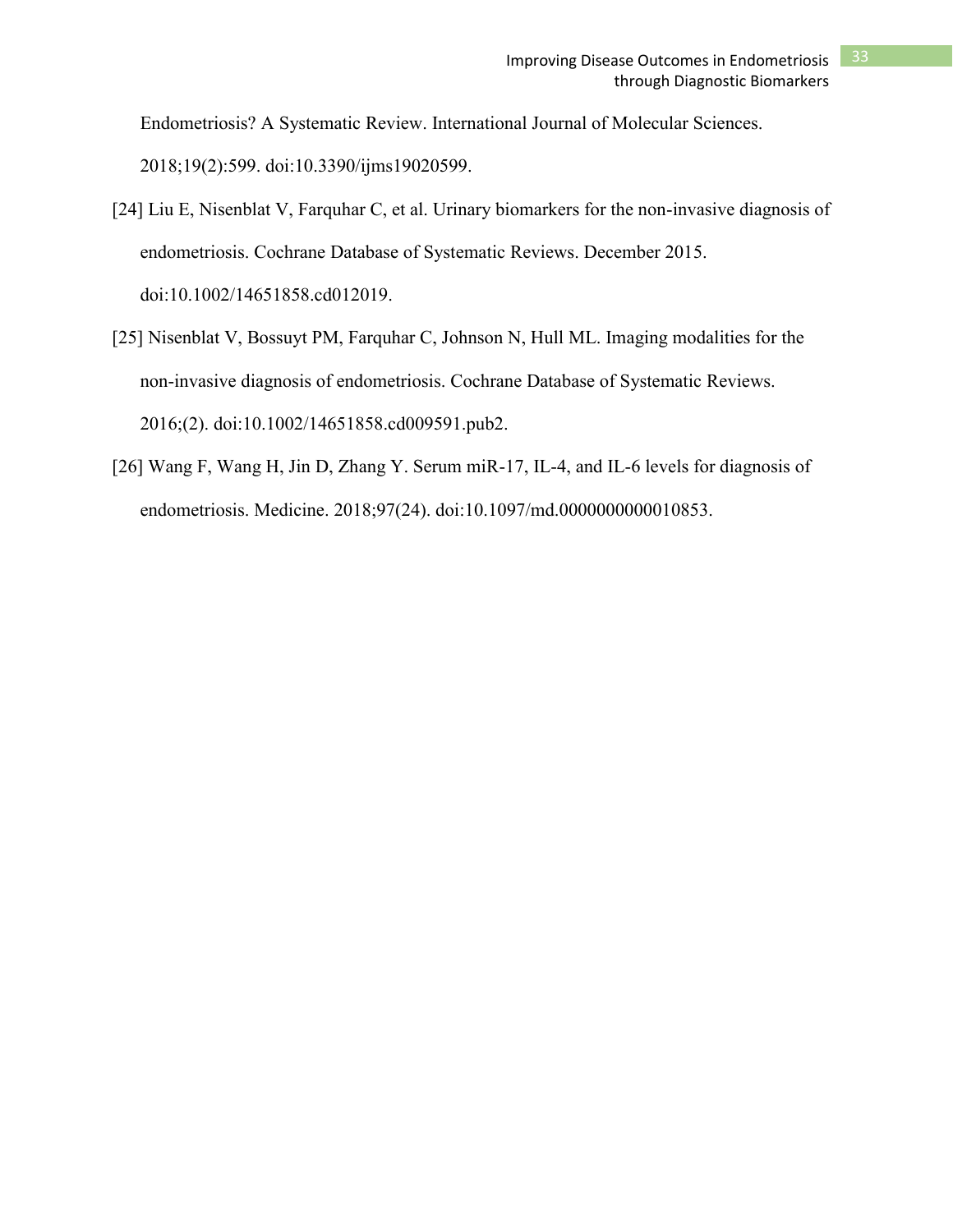Endometriosis? A Systematic Review. International Journal of Molecular Sciences. 2018;19(2):599. doi:10.3390/ijms19020599.

[24] Liu E, Nisenblat V, Farquhar C, et al. Urinary biomarkers for the non-invasive diagnosis of endometriosis. Cochrane Database of Systematic Reviews. December 2015. doi:10.1002/14651858.cd012019.

[25] Nisenblat V, Bossuyt PM, Farquhar C, Johnson N, Hull ML. Imaging modalities for the non-invasive diagnosis of endometriosis. Cochrane Database of Systematic Reviews. 2016;(2). doi:10.1002/14651858.cd009591.pub2.

[26] Wang F, Wang H, Jin D, Zhang Y. Serum miR-17, IL-4, and IL-6 levels for diagnosis of endometriosis. Medicine. 2018;97(24). doi:10.1097/md.0000000000010853.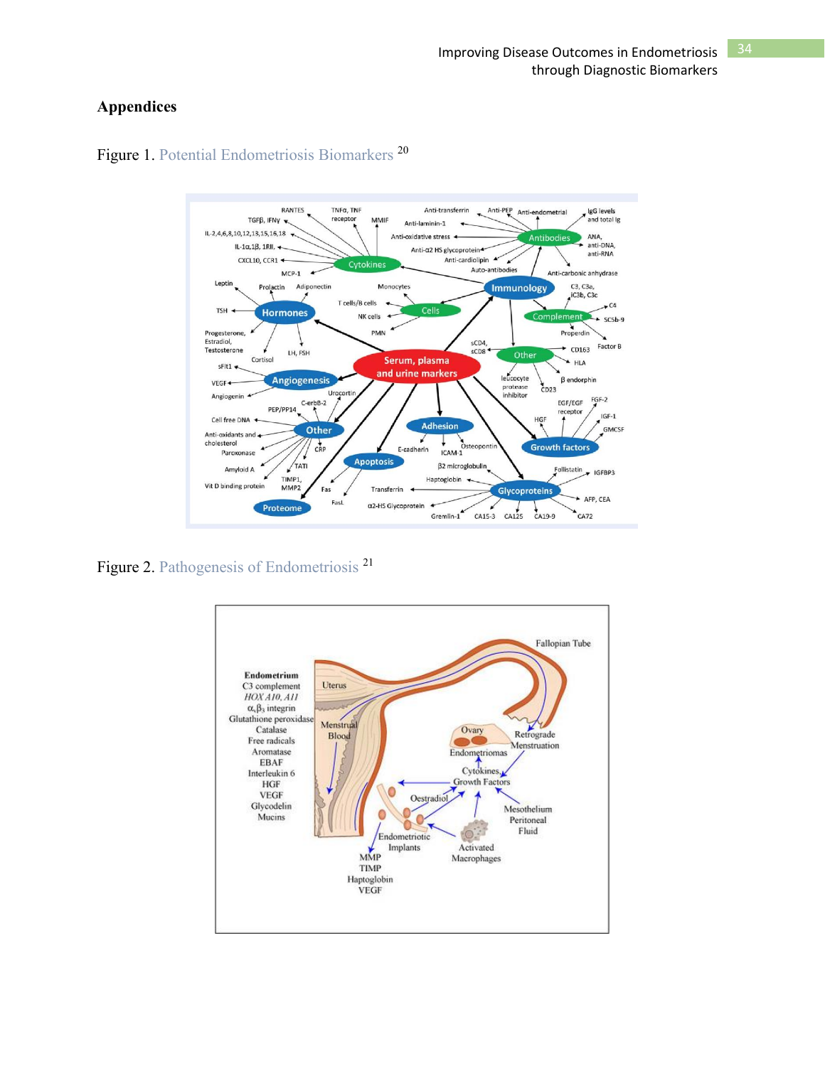## Appendices

Figure 1. Potential Endometriosis Biomarkers [20]

Figure 2. Pathogenesis of Endometriosis [21]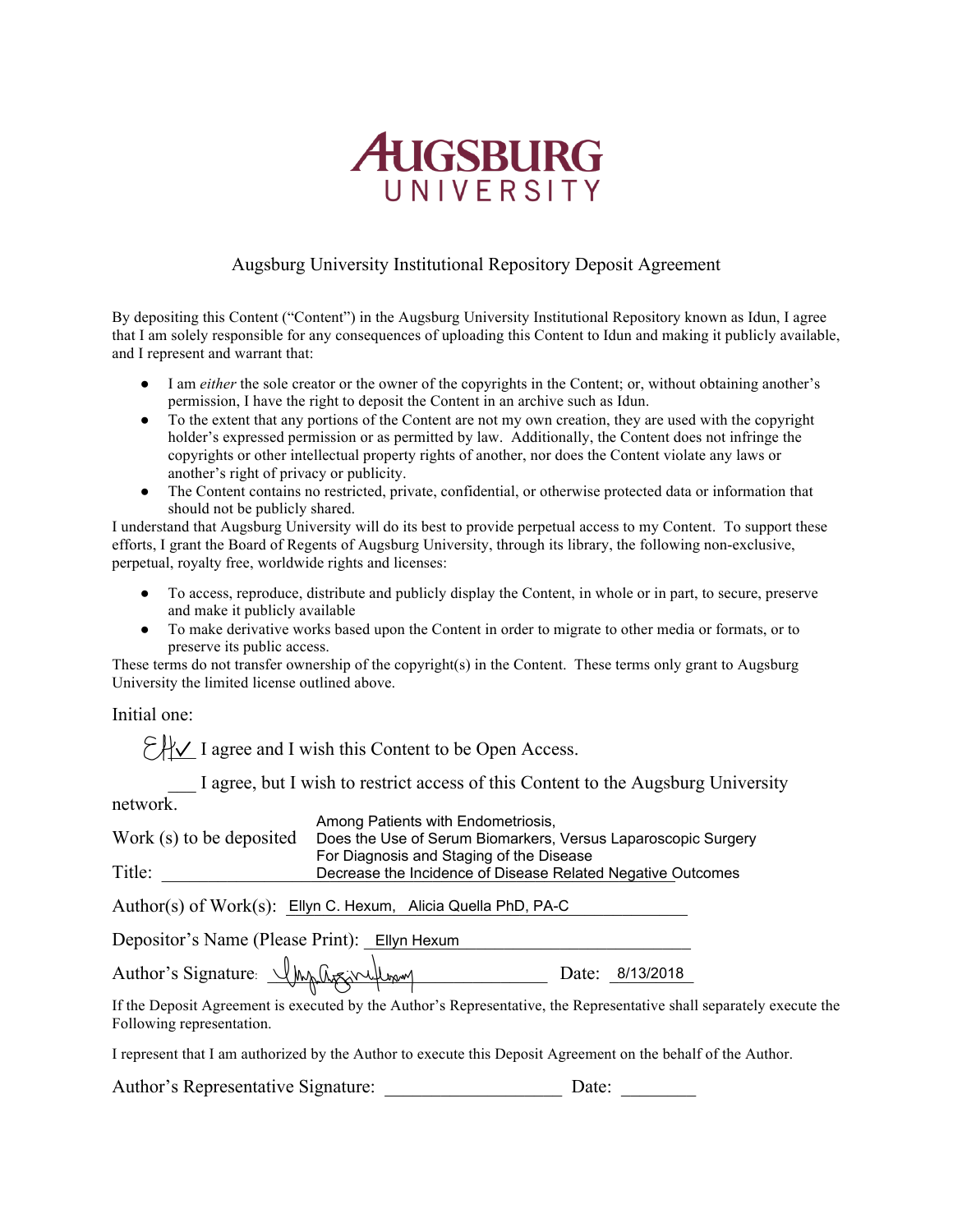# AUGSBURG
UNIVERSITY

## Augsburg University Institutional Repository Deposit Agreement

By depositing this Content ("Content") in the Augsburg University Institutional Repository known as Idun, I agree that I am solely responsible for any consequences of uploading this Content to Idun and making it publicly available, and I represent and warrant that:

- I am *either* the sole creator or the owner of the copyrights in the Content; or, without obtaining another's permission, I have the right to deposit the Content in an archive such as Idun.
- To the extent that any portions of the Content are not my own creation, they are used with the copyright holder's expressed permission or as permitted by law. Additionally, the Content does not infringe the copyrights or other intellectual property rights of another, nor does the Content violate any laws or another's right of privacy or publicity.
- The Content contains no restricted, private, confidential, or otherwise protected data or information that should not be publicly shared.

I understand that Augsburg University will do its best to provide perpetual access to my Content. To support these efforts, I grant the Board of Regents of Augsburg University, through its library, the following non-exclusive, perpetual, royalty free, worldwide rights and licenses:

- To access, reproduce, distribute and publicly display the Content, in whole or in part, to secure, preserve and make it publicly available
- To make derivative works based upon the Content in order to migrate to other media or formats, or to preserve its public access.

These terms do not transfer ownership of the copyright(s) in the Content. These terms only grant to Augsburg University the limited license outlined above.

Initial one:

EH✓ I agree and I wish this Content to be Open Access.

___ I agree, but I wish to restrict access of this Content to the Augsburg University network.

Work (s) to be deposited Title: Among Patients with Endometriosis, Does the Use of Serum Biomarkers, Versus Laparoscopic Surgery For Diagnosis and Staging of the Disease Decrease the Incidence of Disease Related Negative Outcomes

Author(s) of Work(s): Ellyn C. Hexum, Alicia Quella PhD, PA-C

Depositor's Name (Please Print): Ellyn Hexum

Author's Signature: [signature] Date: 8/13/2018

If the Deposit Agreement is executed by the Author's Representative, the Representative shall separately execute the Following representation.

I represent that I am authorized by the Author to execute this Deposit Agreement on the behalf of the Author.

Author's Representative Signature: ____________________ Date: ________